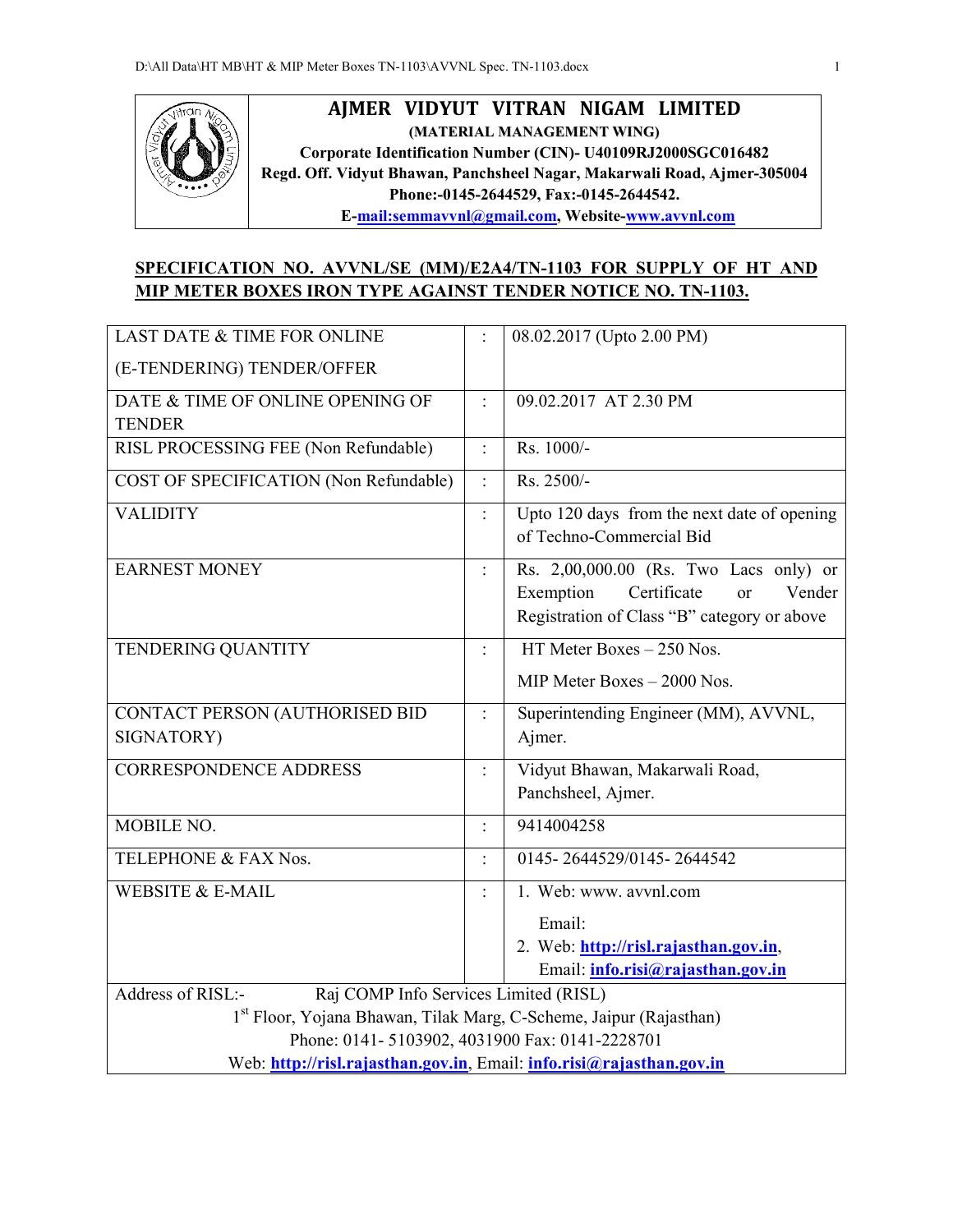# AJMER VIDYUT VITRAN NIGAM LIMITED

**(MATERIAL MANAGEMENT WING)**

**Corporate Identification Number (CIN)- U40109RJ2000SGC016482**

**Regd. Off. Vidyut Bhawan, Panchsheel Nagar, Makarwali Road, Ajmer-305004**

**Phone:-0145-2644529, Fax:-0145-2644542.**

**E-mail:semmavvnl@gmail.com, Website-www.avvnl.com**

## SPECIFICATION NO. AVVNL/SE (MM)/E2A4/TN-1103 FOR SUPPLY OF HT AND MIP METER BOXES IRON TYPE AGAINST TENDER NOTICE NO. TN-1103.

| | | |
|---|---|---|
| LAST DATE & TIME FOR ONLINE (E-TENDERING) TENDER/OFFER | : | 08.02.2017 (Upto 2.00 PM) |
| DATE & TIME OF ONLINE OPENING OF TENDER | : | 09.02.2017 AT 2.30 PM |
| RISL PROCESSING FEE (Non Refundable) | : | Rs. 1000/- |
| COST OF SPECIFICATION (Non Refundable) | : | Rs. 2500/- |
| VALIDITY | : | Upto 120 days from the next date of opening of Techno-Commercial Bid |
| EARNEST MONEY | : | Rs. 2,00,000.00 (Rs. Two Lacs only) or Exemption Certificate or Vender Registration of Class "B" category or above |
| TENDERING QUANTITY | : | HT Meter Boxes – 250 Nos.<br>MIP Meter Boxes – 2000 Nos. |
| CONTACT PERSON (AUTHORISED BID SIGNATORY) | : | Superintending Engineer (MM), AVVNL, Ajmer. |
| CORRESPONDENCE ADDRESS | : | Vidyut Bhawan, Makarwali Road, Panchsheel, Ajmer. |
| MOBILE NO. | : | 9414004258 |
| TELEPHONE & FAX Nos. | : | 0145- 2644529/0145- 2644542 |
| WEBSITE & E-MAIL | : | 1. Web: www. avvnl.com<br>Email:<br>2. Web: http://risl.rajasthan.gov.in,<br>Email: info.risi@rajasthan.gov.in |
| Address of RISL:- Raj COMP Info Services Limited (RISL)<br>1st Floor, Yojana Bhawan, Tilak Marg, C-Scheme, Jaipur (Rajasthan)<br>Phone: 0141- 5103902, 4031900 Fax: 0141-2228701<br>Web: http://risl.rajasthan.gov.in, Email: info.risi@rajasthan.gov.in | | |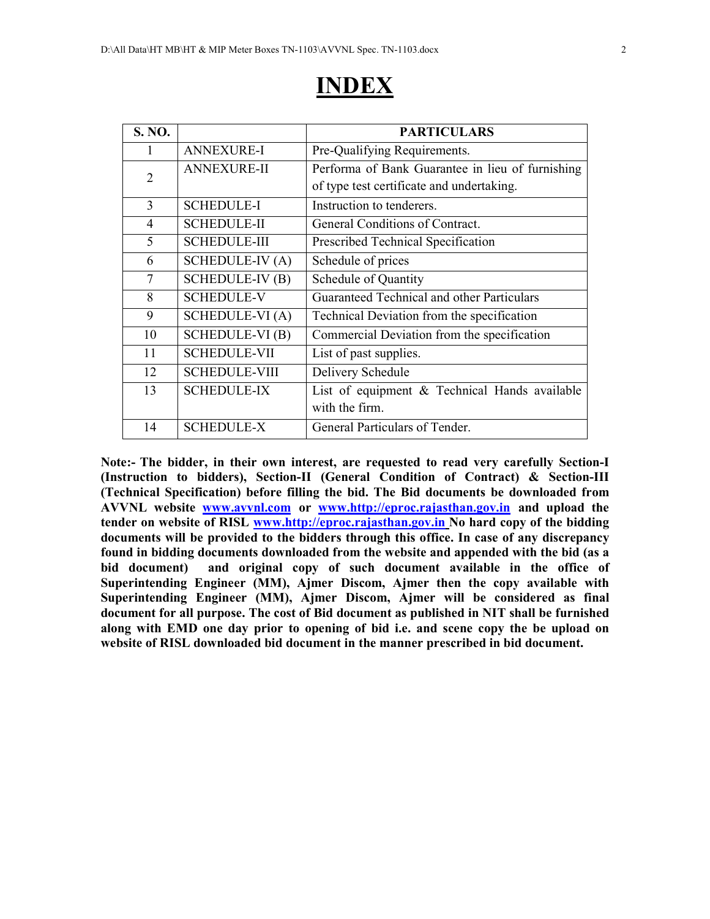# INDEX

| S. NO. | | PARTICULARS |
|---|---|---|
| 1 | ANNEXURE-I | Pre-Qualifying Requirements. |
| 2 | ANNEXURE-II | Performa of Bank Guarantee in lieu of furnishing of type test certificate and undertaking. |
| 3 | SCHEDULE-I | Instruction to tenderers. |
| 4 | SCHEDULE-II | General Conditions of Contract. |
| 5 | SCHEDULE-III | Prescribed Technical Specification |
| 6 | SCHEDULE-IV (A) | Schedule of prices |
| 7 | SCHEDULE-IV (B) | Schedule of Quantity |
| 8 | SCHEDULE-V | Guaranteed Technical and other Particulars |
| 9 | SCHEDULE-VI (A) | Technical Deviation from the specification |
| 10 | SCHEDULE-VI (B) | Commercial Deviation from the specification |
| 11 | SCHEDULE-VII | List of past supplies. |
| 12 | SCHEDULE-VIII | Delivery Schedule |
| 13 | SCHEDULE-IX | List of equipment & Technical Hands available with the firm. |
| 14 | SCHEDULE-X | General Particulars of Tender. |

**Note:- The bidder, in their own interest, are requested to read very carefully Section-I (Instruction to bidders), Section-II (General Condition of Contract) & Section-III (Technical Specification) before filling the bid. The Bid documents be downloaded from AVVNL website www.avvnl.com or www.http://eproc.rajasthan.gov.in and upload the tender on website of RISL www.http://eproc.rajasthan.gov.in No hard copy of the bidding documents will be provided to the bidders through this office. In case of any discrepancy found in bidding documents downloaded from the website and appended with the bid (as a bid document) and original copy of such document available in the office of Superintending Engineer (MM), Ajmer Discom, Ajmer then the copy available with Superintending Engineer (MM), Ajmer Discom, Ajmer will be considered as final document for all purpose. The cost of Bid document as published in NIT shall be furnished along with EMD one day prior to opening of bid i.e. and scene copy the be upload on website of RISL downloaded bid document in the manner prescribed in bid document.**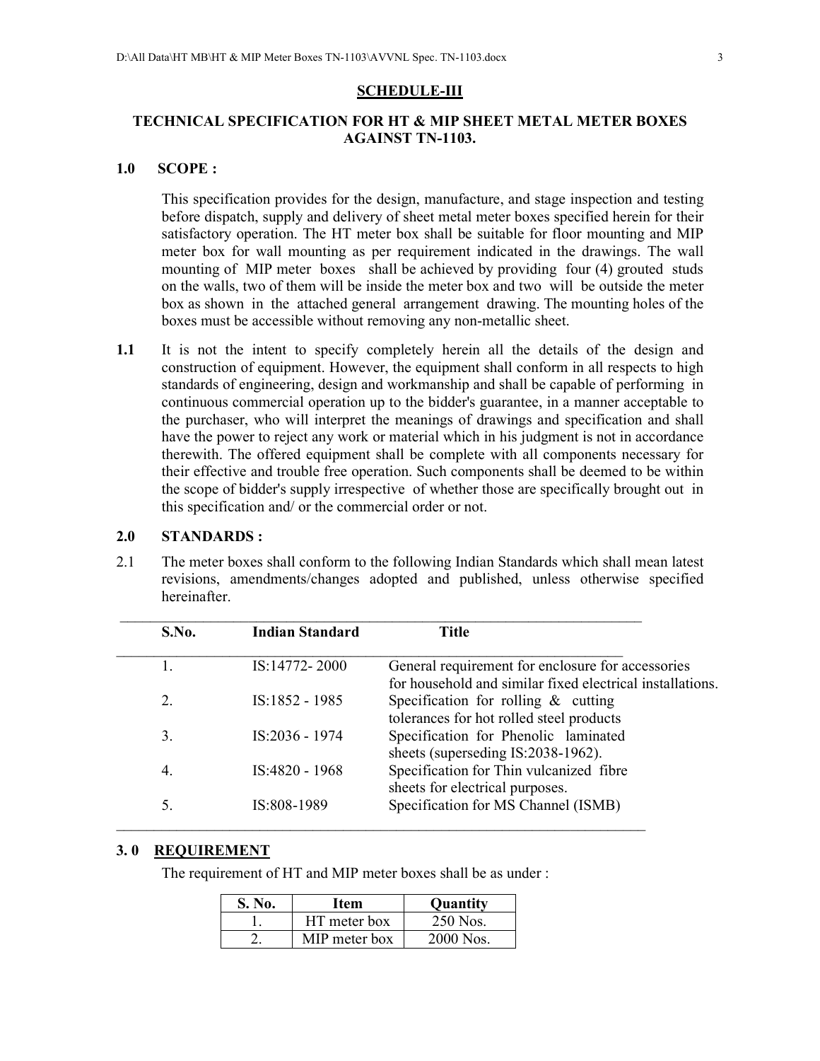## SCHEDULE-III

## TECHNICAL SPECIFICATION FOR HT & MIP SHEET METAL METER BOXES AGAINST TN-1103.

### 1.0 SCOPE :

This specification provides for the design, manufacture, and stage inspection and testing before dispatch, supply and delivery of sheet metal meter boxes specified herein for their satisfactory operation. The HT meter box shall be suitable for floor mounting and MIP meter box for wall mounting as per requirement indicated in the drawings. The wall mounting of MIP meter boxes shall be achieved by providing four (4) grouted studs on the walls, two of them will be inside the meter box and two will be outside the meter box as shown in the attached general arrangement drawing. The mounting holes of the boxes must be accessible without removing any non-metallic sheet.

**1.1** It is not the intent to specify completely herein all the details of the design and construction of equipment. However, the equipment shall conform in all respects to high standards of engineering, design and workmanship and shall be capable of performing in continuous commercial operation up to the bidder's guarantee, in a manner acceptable to the purchaser, who will interpret the meanings of drawings and specification and shall have the power to reject any work or material which in his judgment is not in accordance therewith. The offered equipment shall be complete with all components necessary for their effective and trouble free operation. Such components shall be deemed to be within the scope of bidder's supply irrespective of whether those are specifically brought out in this specification and/ or the commercial order or not.

### 2.0 STANDARDS :

2.1 The meter boxes shall conform to the following Indian Standards which shall mean latest revisions, amendments/changes adopted and published, unless otherwise specified hereinafter.

| S.No. | Indian Standard | Title |
|---|---|---|
| 1. | IS:14772- 2000 | General requirement for enclosure for accessories for household and similar fixed electrical installations. |
| 2. | IS:1852 - 1985 | Specification for rolling & cutting tolerances for hot rolled steel products |
| 3. | IS:2036 - 1974 | Specification for Phenolic laminated sheets (superseding IS:2038-1962). |
| 4. | IS:4820 - 1968 | Specification for Thin vulcanized fibre sheets for electrical purposes. |
| 5. | IS:808-1989 | Specification for MS Channel (ISMB) |

### 3. 0 REQUIREMENT

The requirement of HT and MIP meter boxes shall be as under :

| S. No. | Item | Quantity |
|---|---|---|
| 1. | HT meter box | 250 Nos. |
| 2. | MIP meter box | 2000 Nos. |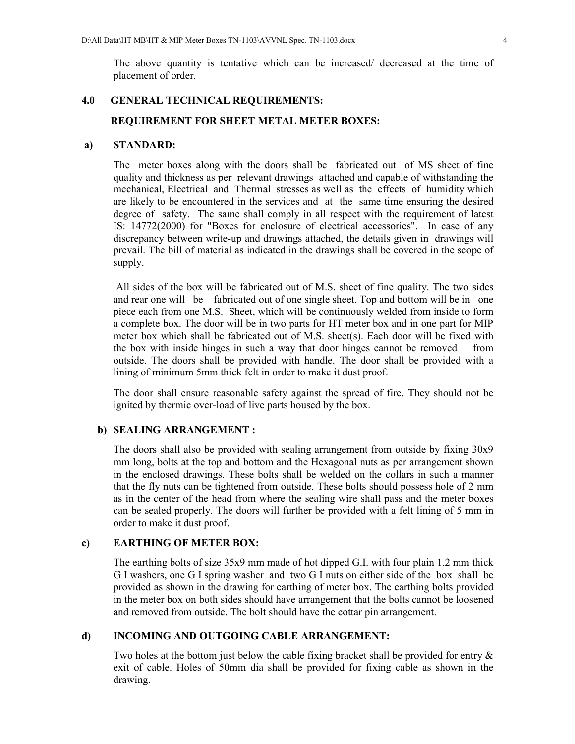The above quantity is tentative which can be increased/ decreased at the time of placement of order.

## 4.0 GENERAL TECHNICAL REQUIREMENTS:

### REQUIREMENT FOR SHEET METAL METER BOXES:

### a) STANDARD:

The meter boxes along with the doors shall be fabricated out of MS sheet of fine quality and thickness as per relevant drawings attached and capable of withstanding the mechanical, Electrical and Thermal stresses as well as the effects of humidity which are likely to be encountered in the services and at the same time ensuring the desired degree of safety. The same shall comply in all respect with the requirement of latest IS: 14772(2000) for "Boxes for enclosure of electrical accessories". In case of any discrepancy between write-up and drawings attached, the details given in drawings will prevail. The bill of material as indicated in the drawings shall be covered in the scope of supply.

All sides of the box will be fabricated out of M.S. sheet of fine quality. The two sides and rear one will be fabricated out of one single sheet. Top and bottom will be in one piece each from one M.S. Sheet, which will be continuously welded from inside to form a complete box. The door will be in two parts for HT meter box and in one part for MIP meter box which shall be fabricated out of M.S. sheet(s). Each door will be fixed with the box with inside hinges in such a way that door hinges cannot be removed from outside. The doors shall be provided with handle. The door shall be provided with a lining of minimum 5mm thick felt in order to make it dust proof.

The door shall ensure reasonable safety against the spread of fire. They should not be ignited by thermic over-load of live parts housed by the box.

### b) SEALING ARRANGEMENT :

The doors shall also be provided with sealing arrangement from outside by fixing 30x9 mm long, bolts at the top and bottom and the Hexagonal nuts as per arrangement shown in the enclosed drawings. These bolts shall be welded on the collars in such a manner that the fly nuts can be tightened from outside. These bolts should possess hole of 2 mm as in the center of the head from where the sealing wire shall pass and the meter boxes can be sealed properly. The doors will further be provided with a felt lining of 5 mm in order to make it dust proof.

### c) EARTHING OF METER BOX:

The earthing bolts of size 35x9 mm made of hot dipped G.I. with four plain 1.2 mm thick G I washers, one G I spring washer and two G I nuts on either side of the box shall be provided as shown in the drawing for earthing of meter box. The earthing bolts provided in the meter box on both sides should have arrangement that the bolts cannot be loosened and removed from outside. The bolt should have the cottar pin arrangement.

### d) INCOMING AND OUTGOING CABLE ARRANGEMENT:

Two holes at the bottom just below the cable fixing bracket shall be provided for entry & exit of cable. Holes of 50mm dia shall be provided for fixing cable as shown in the drawing.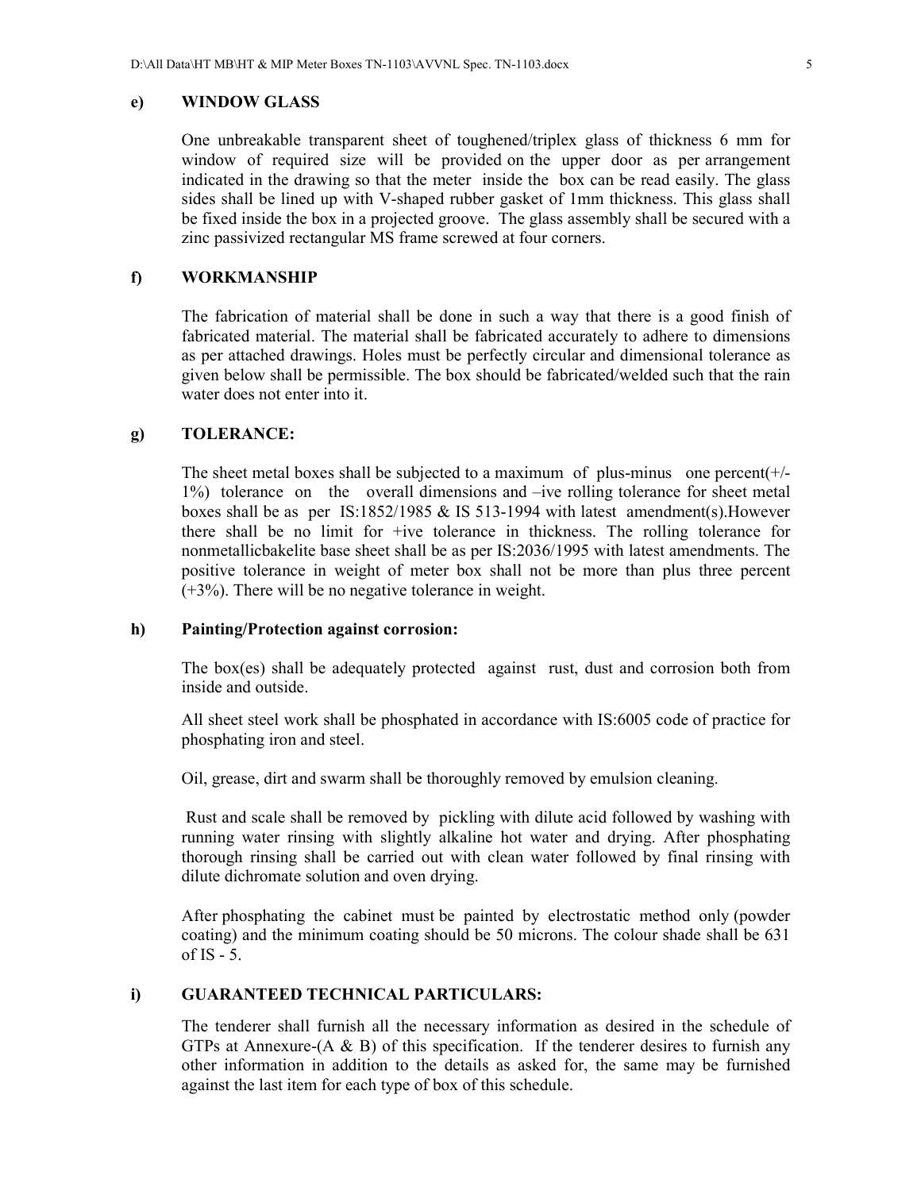**e) WINDOW GLASS**

One unbreakable transparent sheet of toughened/triplex glass of thickness 6 mm for window of required size will be provided on the upper door as per arrangement indicated in the drawing so that the meter inside the box can be read easily. The glass sides shall be lined up with V-shaped rubber gasket of 1mm thickness. This glass shall be fixed inside the box in a projected groove. The glass assembly shall be secured with a zinc passivized rectangular MS frame screwed at four corners.

**f) WORKMANSHIP**

The fabrication of material shall be done in such a way that there is a good finish of fabricated material. The material shall be fabricated accurately to adhere to dimensions as per attached drawings. Holes must be perfectly circular and dimensional tolerance as given below shall be permissible. The box should be fabricated/welded such that the rain water does not enter into it.

**g) TOLERANCE:**

The sheet metal boxes shall be subjected to a maximum of plus-minus one percent(+/-1%) tolerance on the overall dimensions and –ive rolling tolerance for sheet metal boxes shall be as per IS:1852/1985 & IS 513-1994 with latest amendment(s).However there shall be no limit for +ive tolerance in thickness. The rolling tolerance for nonmetallicbakelite base sheet shall be as per IS:2036/1995 with latest amendments. The positive tolerance in weight of meter box shall not be more than plus three percent (+3%). There will be no negative tolerance in weight.

**h) Painting/Protection against corrosion:**

The box(es) shall be adequately protected against rust, dust and corrosion both from inside and outside.

All sheet steel work shall be phosphated in accordance with IS:6005 code of practice for phosphating iron and steel.

Oil, grease, dirt and swarm shall be thoroughly removed by emulsion cleaning.

Rust and scale shall be removed by pickling with dilute acid followed by washing with running water rinsing with slightly alkaline hot water and drying. After phosphating thorough rinsing shall be carried out with clean water followed by final rinsing with dilute dichromate solution and oven drying.

After phosphating the cabinet must be painted by electrostatic method only (powder coating) and the minimum coating should be 50 microns. The colour shade shall be 631 of IS - 5.

**i) GUARANTEED TECHNICAL PARTICULARS:**

The tenderer shall furnish all the necessary information as desired in the schedule of GTPs at Annexure-(A & B) of this specification. If the tenderer desires to furnish any other information in addition to the details as asked for, the same may be furnished against the last item for each type of box of this schedule.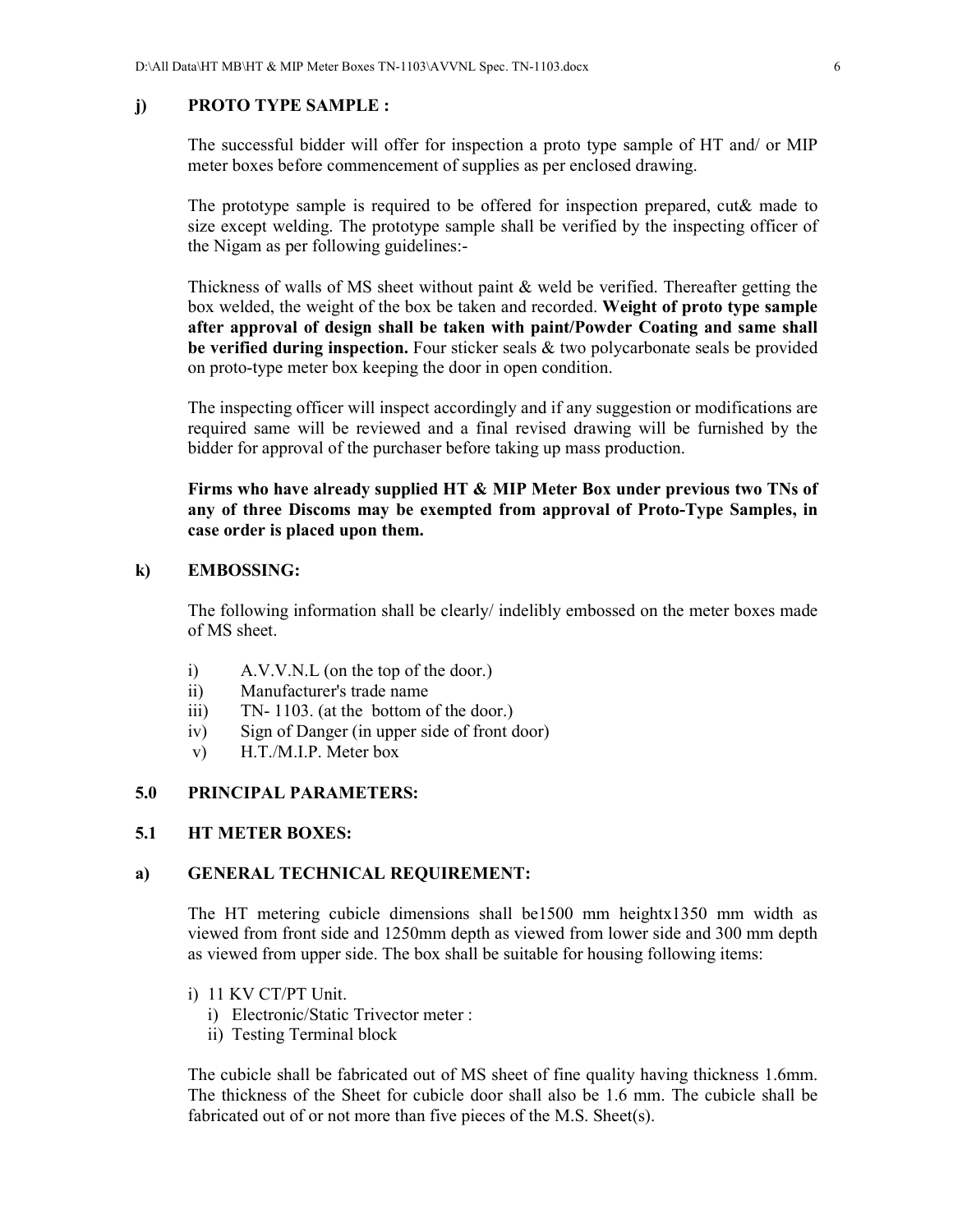**j) PROTO TYPE SAMPLE :**

The successful bidder will offer for inspection a proto type sample of HT and/ or MIP meter boxes before commencement of supplies as per enclosed drawing.

The prototype sample is required to be offered for inspection prepared, cut& made to size except welding. The prototype sample shall be verified by the inspecting officer of the Nigam as per following guidelines:-

Thickness of walls of MS sheet without paint & weld be verified. Thereafter getting the box welded, the weight of the box be taken and recorded. **Weight of proto type sample after approval of design shall be taken with paint/Powder Coating and same shall be verified during inspection.** Four sticker seals & two polycarbonate seals be provided on proto-type meter box keeping the door in open condition.

The inspecting officer will inspect accordingly and if any suggestion or modifications are required same will be reviewed and a final revised drawing will be furnished by the bidder for approval of the purchaser before taking up mass production.

**Firms who have already supplied HT & MIP Meter Box under previous two TNs of any of three Discoms may be exempted from approval of Proto-Type Samples, in case order is placed upon them.**

**k) EMBOSSING:**

The following information shall be clearly/ indelibly embossed on the meter boxes made of MS sheet.

i) A.V.V.N.L (on the top of the door.)
ii) Manufacturer's trade name
iii) TN- 1103. (at the bottom of the door.)
iv) Sign of Danger (in upper side of front door)
v) H.T./M.I.P. Meter box

## 5.0 PRINCIPAL PARAMETERS:

### 5.1 HT METER BOXES:

**a) GENERAL TECHNICAL REQUIREMENT:**

The HT metering cubicle dimensions shall be1500 mm heightx1350 mm width as viewed from front side and 1250mm depth as viewed from lower side and 300 mm depth as viewed from upper side. The box shall be suitable for housing following items:

i) 11 KV CT/PT Unit.
   i) Electronic/Static Trivector meter :
   ii) Testing Terminal block

The cubicle shall be fabricated out of MS sheet of fine quality having thickness 1.6mm. The thickness of the Sheet for cubicle door shall also be 1.6 mm. The cubicle shall be fabricated out of or not more than five pieces of the M.S. Sheet(s).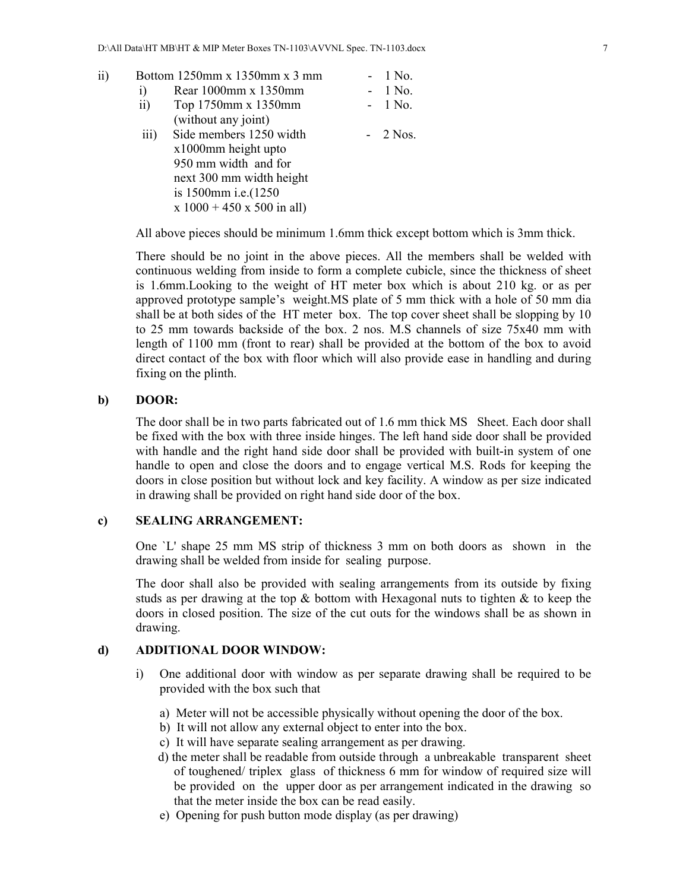ii) Bottom 1250mm x 1350mm x 3 mm - 1 No.

   i) Rear 1000mm x 1350mm - 1 No.

   ii) Top 1750mm x 1350mm (without any joint) - 1 No.

   iii) Side members 1250 width x1000mm height upto 950 mm width and for next 300 mm width height is 1500mm i.e.(1250 x 1000 + 450 x 500 in all) - 2 Nos.

All above pieces should be minimum 1.6mm thick except bottom which is 3mm thick.

There should be no joint in the above pieces. All the members shall be welded with continuous welding from inside to form a complete cubicle, since the thickness of sheet is 1.6mm.Looking to the weight of HT meter box which is about 210 kg. or as per approved prototype sample's weight.MS plate of 5 mm thick with a hole of 50 mm dia shall be at both sides of the HT meter box. The top cover sheet shall be slopping by 10 to 25 mm towards backside of the box. 2 nos. M.S channels of size 75x40 mm with length of 1100 mm (front to rear) shall be provided at the bottom of the box to avoid direct contact of the box with floor which will also provide ease in handling and during fixing on the plinth.

**b) DOOR:**

The door shall be in two parts fabricated out of 1.6 mm thick MS Sheet. Each door shall be fixed with the box with three inside hinges. The left hand side door shall be provided with handle and the right hand side door shall be provided with built-in system of one handle to open and close the doors and to engage vertical M.S. Rods for keeping the doors in close position but without lock and key facility. A window as per size indicated in drawing shall be provided on right hand side door of the box.

**c) SEALING ARRANGEMENT:**

One `L' shape 25 mm MS strip of thickness 3 mm on both doors as shown in the drawing shall be welded from inside for sealing purpose.

The door shall also be provided with sealing arrangements from its outside by fixing studs as per drawing at the top & bottom with Hexagonal nuts to tighten & to keep the doors in closed position. The size of the cut outs for the windows shall be as shown in drawing.

**d) ADDITIONAL DOOR WINDOW:**

i) One additional door with window as per separate drawing shall be required to be provided with the box such that

   a) Meter will not be accessible physically without opening the door of the box.
   b) It will not allow any external object to enter into the box.
   c) It will have separate sealing arrangement as per drawing.
   d) the meter shall be readable from outside through a unbreakable transparent sheet of toughened/ triplex glass of thickness 6 mm for window of required size will be provided on the upper door as per arrangement indicated in the drawing so that the meter inside the box can be read easily.
   e) Opening for push button mode display (as per drawing)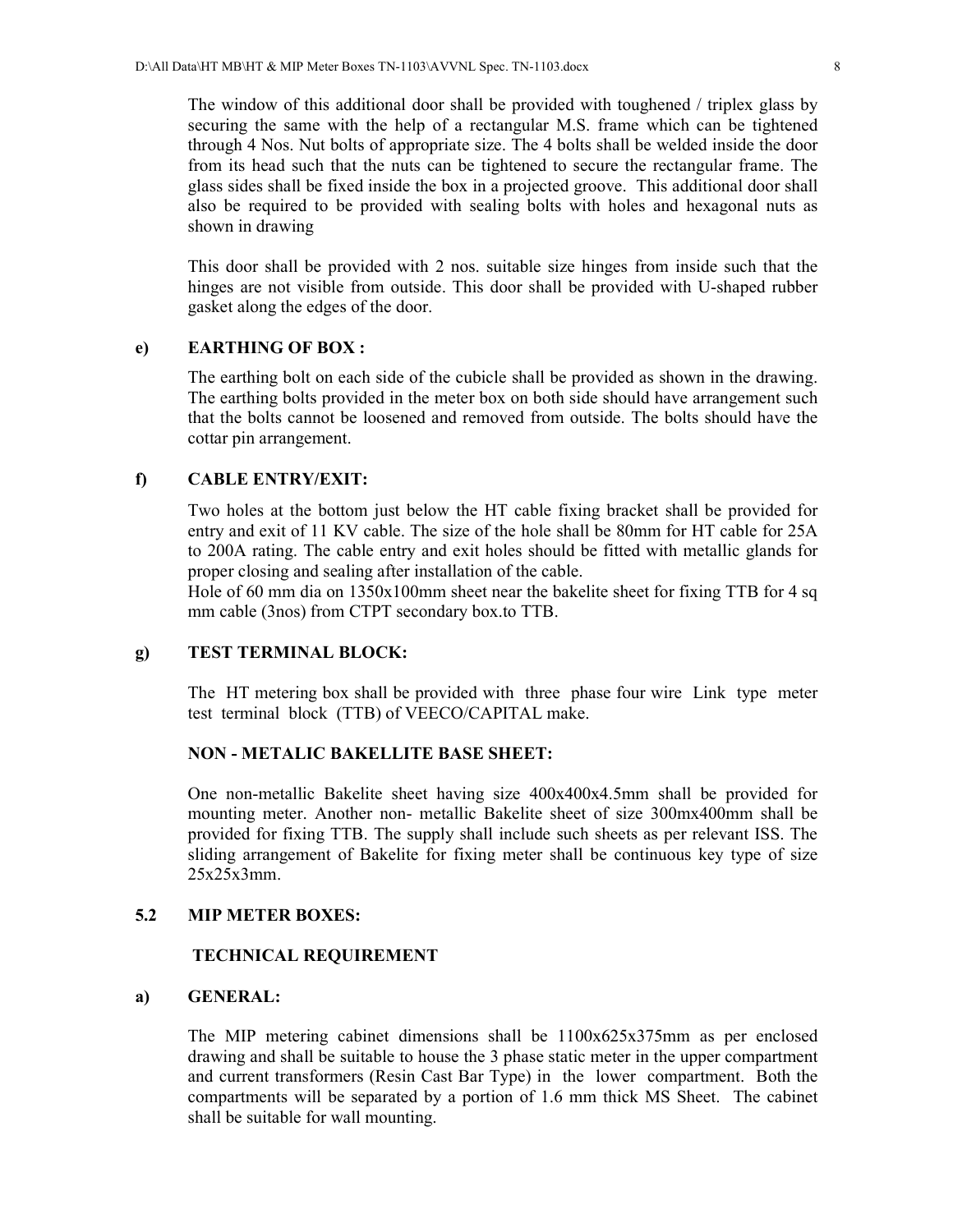The window of this additional door shall be provided with toughened / triplex glass by securing the same with the help of a rectangular M.S. frame which can be tightened through 4 Nos. Nut bolts of appropriate size. The 4 bolts shall be welded inside the door from its head such that the nuts can be tightened to secure the rectangular frame. The glass sides shall be fixed inside the box in a projected groove. This additional door shall also be required to be provided with sealing bolts with holes and hexagonal nuts as shown in drawing

This door shall be provided with 2 nos. suitable size hinges from inside such that the hinges are not visible from outside. This door shall be provided with U-shaped rubber gasket along the edges of the door.

**e) EARTHING OF BOX :**

The earthing bolt on each side of the cubicle shall be provided as shown in the drawing. The earthing bolts provided in the meter box on both side should have arrangement such that the bolts cannot be loosened and removed from outside. The bolts should have the cottar pin arrangement.

**f) CABLE ENTRY/EXIT:**

Two holes at the bottom just below the HT cable fixing bracket shall be provided for entry and exit of 11 KV cable. The size of the hole shall be 80mm for HT cable for 25A to 200A rating. The cable entry and exit holes should be fitted with metallic glands for proper closing and sealing after installation of the cable.
Hole of 60 mm dia on 1350x100mm sheet near the bakelite sheet for fixing TTB for 4 sq mm cable (3nos) from CTPT secondary box.to TTB.

**g) TEST TERMINAL BLOCK:**

The HT metering box shall be provided with three phase four wire Link type meter test terminal block (TTB) of VEECO/CAPITAL make.

**NON - METALIC BAKELLITE BASE SHEET:**

One non-metallic Bakelite sheet having size 400x400x4.5mm shall be provided for mounting meter. Another non- metallic Bakelite sheet of size 300mx400mm shall be provided for fixing TTB. The supply shall include such sheets as per relevant ISS. The sliding arrangement of Bakelite for fixing meter shall be continuous key type of size 25x25x3mm.

## 5.2 MIP METER BOXES:

**TECHNICAL REQUIREMENT**

**a) GENERAL:**

The MIP metering cabinet dimensions shall be 1100x625x375mm as per enclosed drawing and shall be suitable to house the 3 phase static meter in the upper compartment and current transformers (Resin Cast Bar Type) in the lower compartment. Both the compartments will be separated by a portion of 1.6 mm thick MS Sheet. The cabinet shall be suitable for wall mounting.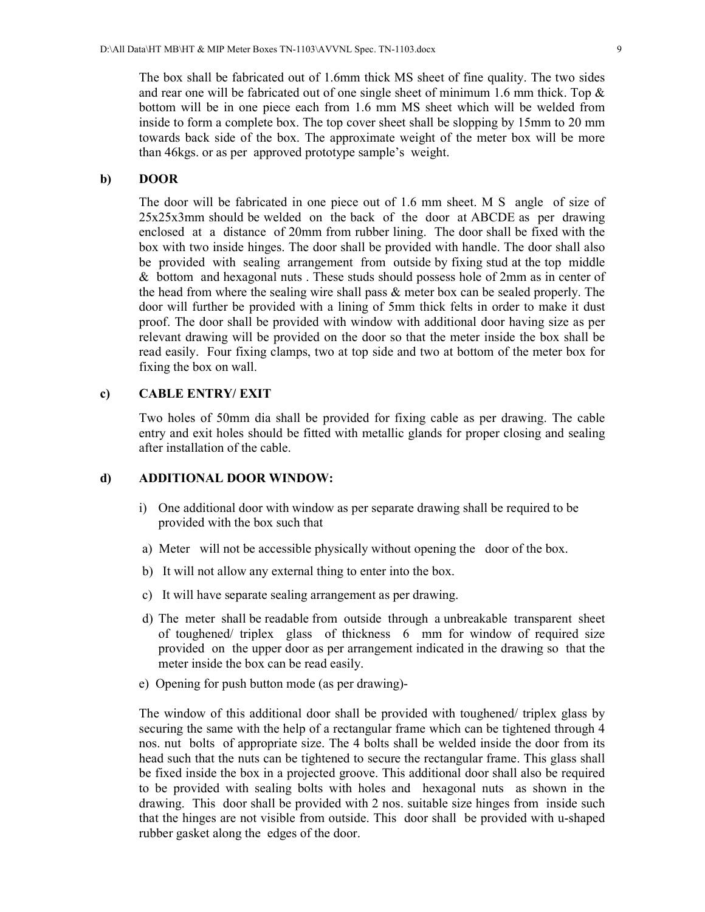The box shall be fabricated out of 1.6mm thick MS sheet of fine quality. The two sides and rear one will be fabricated out of one single sheet of minimum 1.6 mm thick. Top & bottom will be in one piece each from 1.6 mm MS sheet which will be welded from inside to form a complete box. The top cover sheet shall be slopping by 15mm to 20 mm towards back side of the box. The approximate weight of the meter box will be more than 46kgs. or as per approved prototype sample's weight.

**b) DOOR**

The door will be fabricated in one piece out of 1.6 mm sheet. M S angle of size of 25x25x3mm should be welded on the back of the door at ABCDE as per drawing enclosed at a distance of 20mm from rubber lining. The door shall be fixed with the box with two inside hinges. The door shall be provided with handle. The door shall also be provided with sealing arrangement from outside by fixing stud at the top middle & bottom and hexagonal nuts . These studs should possess hole of 2mm as in center of the head from where the sealing wire shall pass & meter box can be sealed properly. The door will further be provided with a lining of 5mm thick felts in order to make it dust proof. The door shall be provided with window with additional door having size as per relevant drawing will be provided on the door so that the meter inside the box shall be read easily. Four fixing clamps, two at top side and two at bottom of the meter box for fixing the box on wall.

**c) CABLE ENTRY/ EXIT**

Two holes of 50mm dia shall be provided for fixing cable as per drawing. The cable entry and exit holes should be fitted with metallic glands for proper closing and sealing after installation of the cable.

**d) ADDITIONAL DOOR WINDOW:**

i) One additional door with window as per separate drawing shall be required to be provided with the box such that

a) Meter will not be accessible physically without opening the door of the box.

b) It will not allow any external thing to enter into the box.

c) It will have separate sealing arrangement as per drawing.

d) The meter shall be readable from outside through a unbreakable transparent sheet of toughened/ triplex glass of thickness 6 mm for window of required size provided on the upper door as per arrangement indicated in the drawing so that the meter inside the box can be read easily.

e) Opening for push button mode (as per drawing)-

The window of this additional door shall be provided with toughened/ triplex glass by securing the same with the help of a rectangular frame which can be tightened through 4 nos. nut bolts of appropriate size. The 4 bolts shall be welded inside the door from its head such that the nuts can be tightened to secure the rectangular frame. This glass shall be fixed inside the box in a projected groove. This additional door shall also be required to be provided with sealing bolts with holes and hexagonal nuts as shown in the drawing. This door shall be provided with 2 nos. suitable size hinges from inside such that the hinges are not visible from outside. This door shall be provided with u-shaped rubber gasket along the edges of the door.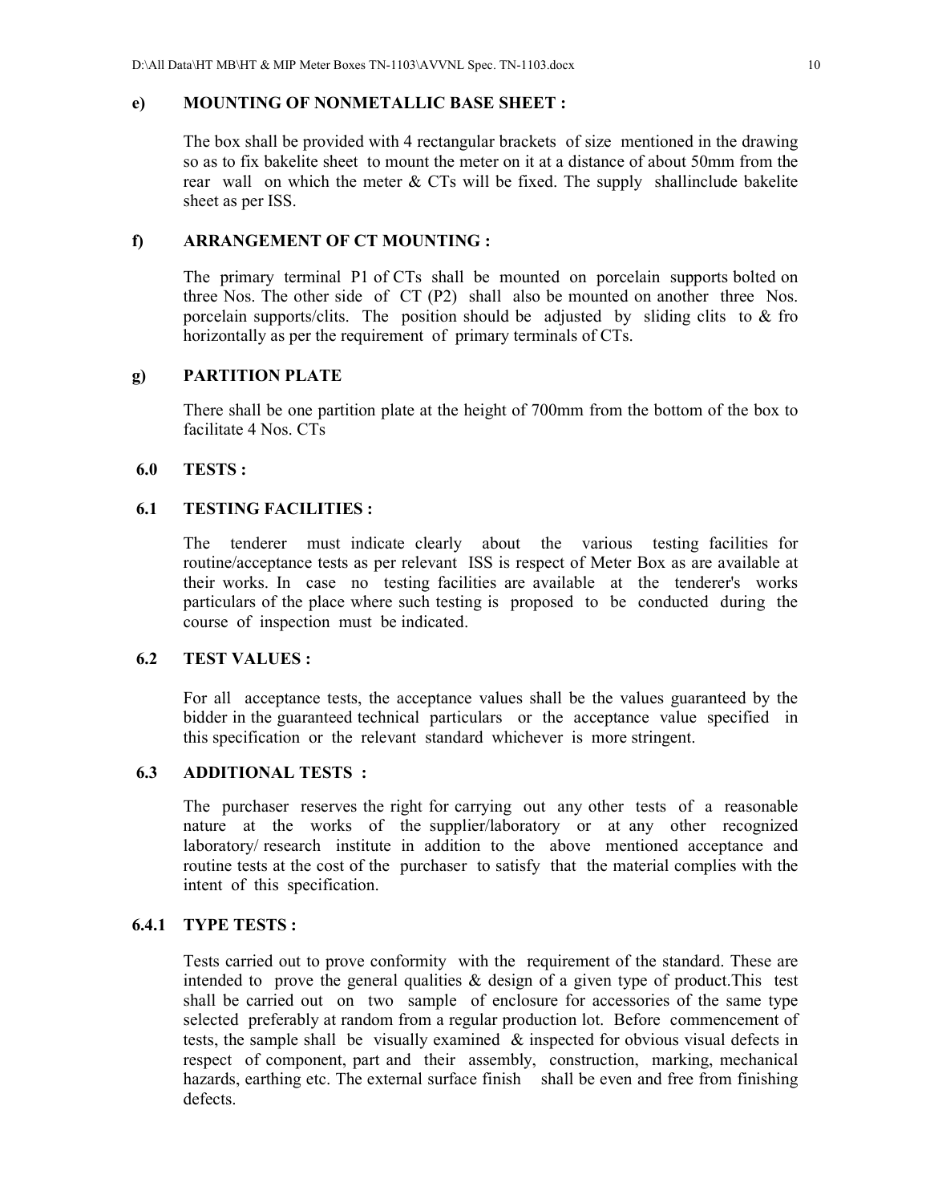**e) MOUNTING OF NONMETALLIC BASE SHEET :**

The box shall be provided with 4 rectangular brackets of size mentioned in the drawing so as to fix bakelite sheet to mount the meter on it at a distance of about 50mm from the rear wall on which the meter & CTs will be fixed. The supply shallinclude bakelite sheet as per ISS.

**f) ARRANGEMENT OF CT MOUNTING :**

The primary terminal P1 of CTs shall be mounted on porcelain supports bolted on three Nos. The other side of CT (P2) shall also be mounted on another three Nos. porcelain supports/clits. The position should be adjusted by sliding clits to & fro horizontally as per the requirement of primary terminals of CTs.

**g) PARTITION PLATE**

There shall be one partition plate at the height of 700mm from the bottom of the box to facilitate 4 Nos. CTs

## 6.0 TESTS :

### 6.1 TESTING FACILITIES :

The tenderer must indicate clearly about the various testing facilities for routine/acceptance tests as per relevant ISS is respect of Meter Box as are available at their works. In case no testing facilities are available at the tenderer's works particulars of the place where such testing is proposed to be conducted during the course of inspection must be indicated.

### 6.2 TEST VALUES :

For all acceptance tests, the acceptance values shall be the values guaranteed by the bidder in the guaranteed technical particulars or the acceptance value specified in this specification or the relevant standard whichever is more stringent.

### 6.3 ADDITIONAL TESTS :

The purchaser reserves the right for carrying out any other tests of a reasonable nature at the works of the supplier/laboratory or at any other recognized laboratory/ research institute in addition to the above mentioned acceptance and routine tests at the cost of the purchaser to satisfy that the material complies with the intent of this specification.

### 6.4.1 TYPE TESTS :

Tests carried out to prove conformity with the requirement of the standard. These are intended to prove the general qualities & design of a given type of product.This test shall be carried out on two sample of enclosure for accessories of the same type selected preferably at random from a regular production lot. Before commencement of tests, the sample shall be visually examined & inspected for obvious visual defects in respect of component, part and their assembly, construction, marking, mechanical hazards, earthing etc. The external surface finish shall be even and free from finishing defects.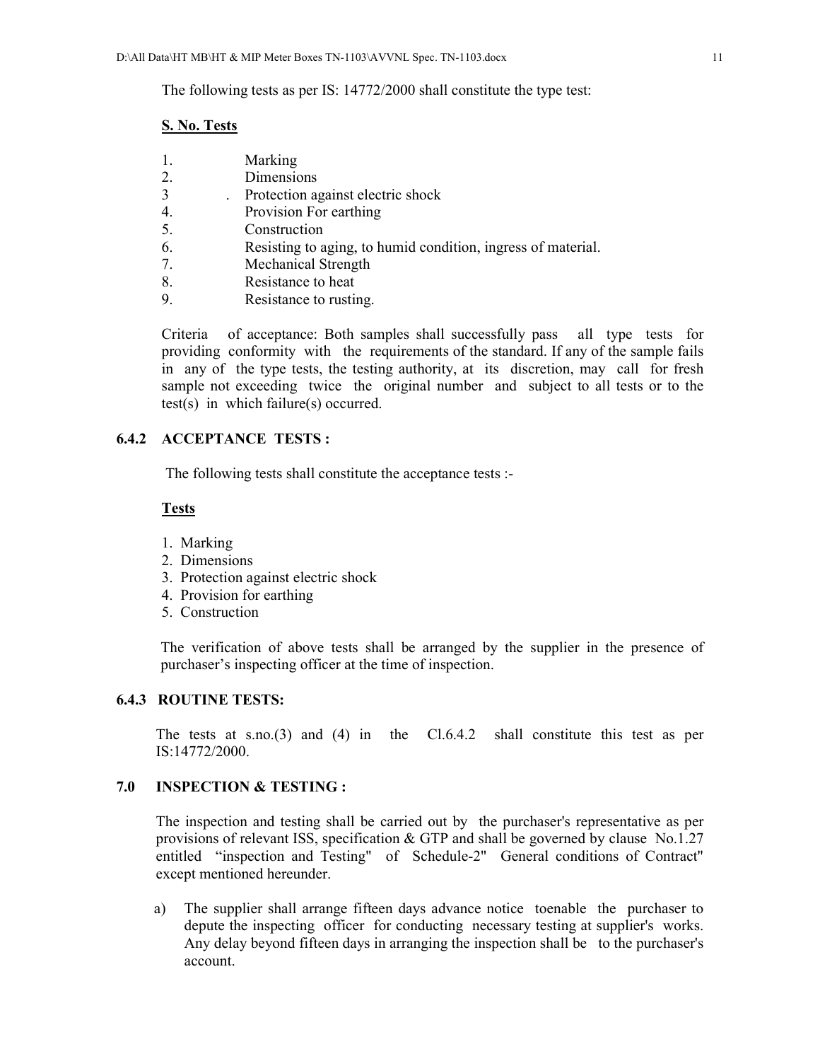The following tests as per IS: 14772/2000 shall constitute the type test:

**S. No. Tests**

1. Marking
2. Dimensions
3. Protection against electric shock
4. Provision For earthing
5. Construction
6. Resisting to aging, to humid condition, ingress of material.
7. Mechanical Strength
8. Resistance to heat
9. Resistance to rusting.

Criteria of acceptance: Both samples shall successfully pass all type tests for providing conformity with the requirements of the standard. If any of the sample fails in any of the type tests, the testing authority, at its discretion, may call for fresh sample not exceeding twice the original number and subject to all tests or to the test(s) in which failure(s) occurred.

### 6.4.2 ACCEPTANCE TESTS :

The following tests shall constitute the acceptance tests :-

**Tests**

1. Marking
2. Dimensions
3. Protection against electric shock
4. Provision for earthing
5. Construction

The verification of above tests shall be arranged by the supplier in the presence of purchaser's inspecting officer at the time of inspection.

### 6.4.3 ROUTINE TESTS:

The tests at s.no.(3) and (4) in the Cl.6.4.2 shall constitute this test as per IS:14772/2000.

## 7.0 INSPECTION & TESTING :

The inspection and testing shall be carried out by the purchaser's representative as per provisions of relevant ISS, specification & GTP and shall be governed by clause No.1.27 entitled "inspection and Testing" of Schedule-2" General conditions of Contract" except mentioned hereunder.

a) The supplier shall arrange fifteen days advance notice toenable the purchaser to depute the inspecting officer for conducting necessary testing at supplier's works. Any delay beyond fifteen days in arranging the inspection shall be to the purchaser's account.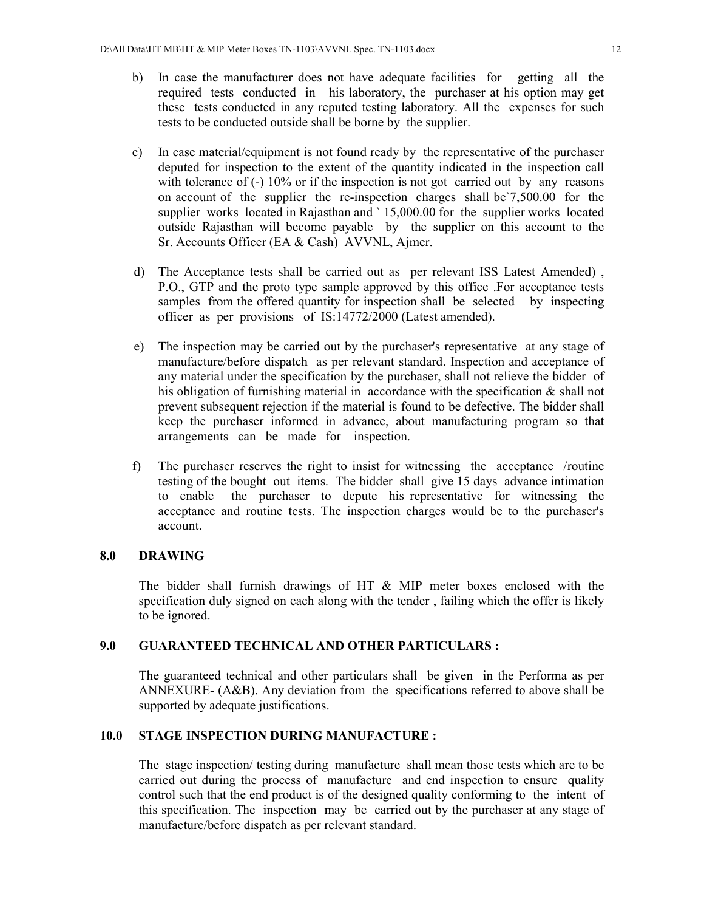b) In case the manufacturer does not have adequate facilities for getting all the required tests conducted in his laboratory, the purchaser at his option may get these tests conducted in any reputed testing laboratory. All the expenses for such tests to be conducted outside shall be borne by the supplier.

c) In case material/equipment is not found ready by the representative of the purchaser deputed for inspection to the extent of the quantity indicated in the inspection call with tolerance of (-) 10% or if the inspection is not got carried out by any reasons on account of the supplier the re-inspection charges shall be`7,500.00 for the supplier works located in Rajasthan and ` 15,000.00 for the supplier works located outside Rajasthan will become payable by the supplier on this account to the Sr. Accounts Officer (EA & Cash) AVVNL, Ajmer.

d) The Acceptance tests shall be carried out as per relevant ISS Latest Amended) , P.O., GTP and the proto type sample approved by this office .For acceptance tests samples from the offered quantity for inspection shall be selected by inspecting officer as per provisions of IS:14772/2000 (Latest amended).

e) The inspection may be carried out by the purchaser's representative at any stage of manufacture/before dispatch as per relevant standard. Inspection and acceptance of any material under the specification by the purchaser, shall not relieve the bidder of his obligation of furnishing material in accordance with the specification & shall not prevent subsequent rejection if the material is found to be defective. The bidder shall keep the purchaser informed in advance, about manufacturing program so that arrangements can be made for inspection.

f) The purchaser reserves the right to insist for witnessing the acceptance /routine testing of the bought out items. The bidder shall give 15 days advance intimation to enable the purchaser to depute his representative for witnessing the acceptance and routine tests. The inspection charges would be to the purchaser's account.

## 8.0 DRAWING

The bidder shall furnish drawings of HT & MIP meter boxes enclosed with the specification duly signed on each along with the tender , failing which the offer is likely to be ignored.

## 9.0 GUARANTEED TECHNICAL AND OTHER PARTICULARS :

The guaranteed technical and other particulars shall be given in the Performa as per ANNEXURE- (A&B). Any deviation from the specifications referred to above shall be supported by adequate justifications.

## 10.0 STAGE INSPECTION DURING MANUFACTURE :

The stage inspection/ testing during manufacture shall mean those tests which are to be carried out during the process of manufacture and end inspection to ensure quality control such that the end product is of the designed quality conforming to the intent of this specification. The inspection may be carried out by the purchaser at any stage of manufacture/before dispatch as per relevant standard.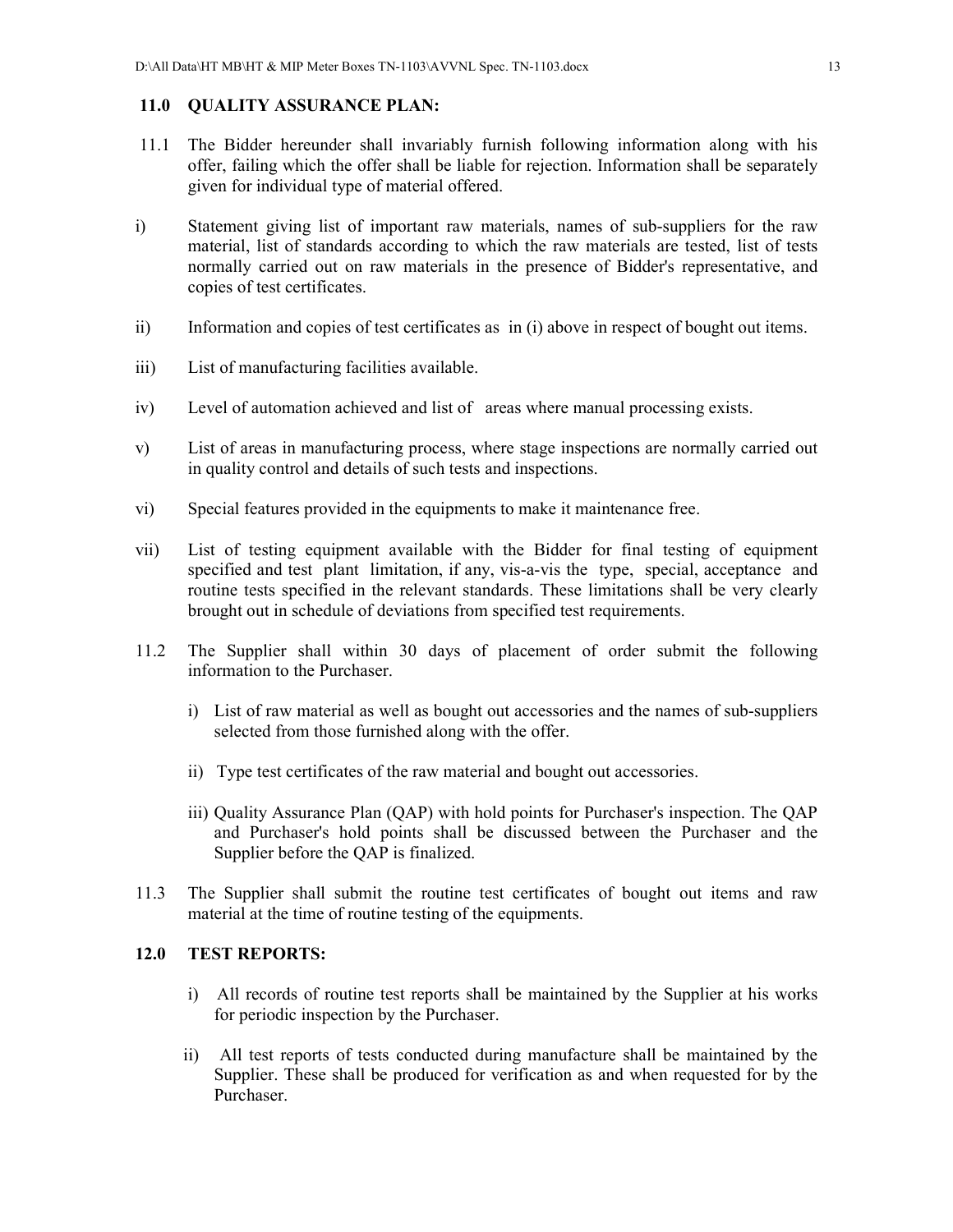## 11.0 QUALITY ASSURANCE PLAN:

11.1 The Bidder hereunder shall invariably furnish following information along with his offer, failing which the offer shall be liable for rejection. Information shall be separately given for individual type of material offered.

i) Statement giving list of important raw materials, names of sub-suppliers for the raw material, list of standards according to which the raw materials are tested, list of tests normally carried out on raw materials in the presence of Bidder's representative, and copies of test certificates.

ii) Information and copies of test certificates as in (i) above in respect of bought out items.

iii) List of manufacturing facilities available.

iv) Level of automation achieved and list of areas where manual processing exists.

v) List of areas in manufacturing process, where stage inspections are normally carried out in quality control and details of such tests and inspections.

vi) Special features provided in the equipments to make it maintenance free.

vii) List of testing equipment available with the Bidder for final testing of equipment specified and test plant limitation, if any, vis-a-vis the type, special, acceptance and routine tests specified in the relevant standards. These limitations shall be very clearly brought out in schedule of deviations from specified test requirements.

11.2 The Supplier shall within 30 days of placement of order submit the following information to the Purchaser.

i) List of raw material as well as bought out accessories and the names of sub-suppliers selected from those furnished along with the offer.

ii) Type test certificates of the raw material and bought out accessories.

iii) Quality Assurance Plan (QAP) with hold points for Purchaser's inspection. The QAP and Purchaser's hold points shall be discussed between the Purchaser and the Supplier before the QAP is finalized.

11.3 The Supplier shall submit the routine test certificates of bought out items and raw material at the time of routine testing of the equipments.

## 12.0 TEST REPORTS:

i) All records of routine test reports shall be maintained by the Supplier at his works for periodic inspection by the Purchaser.

ii) All test reports of tests conducted during manufacture shall be maintained by the Supplier. These shall be produced for verification as and when requested for by the Purchaser.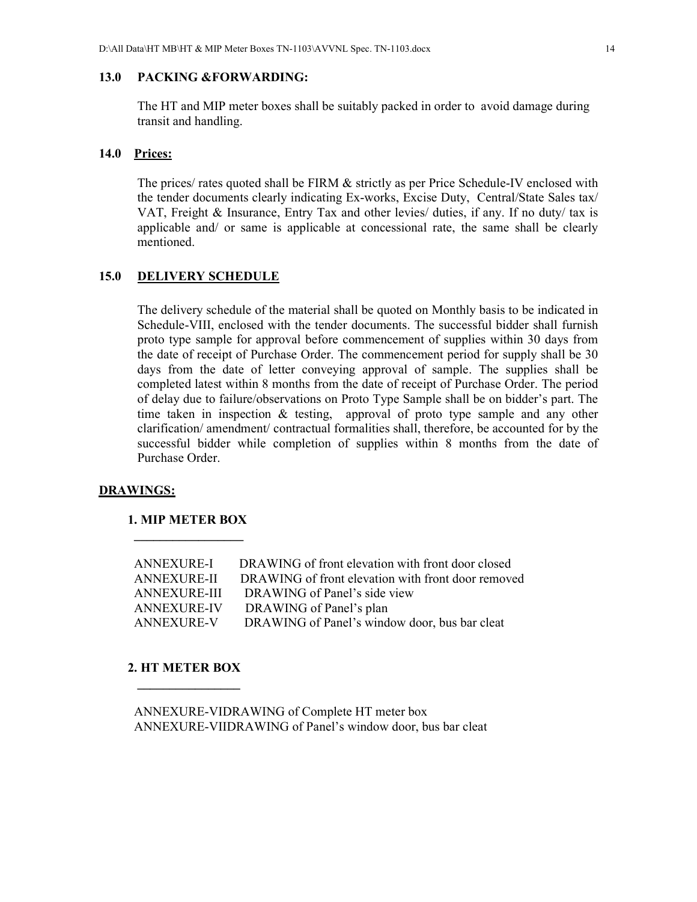## 13.0 PACKING &FORWARDING:

The HT and MIP meter boxes shall be suitably packed in order to avoid damage during transit and handling.

## 14.0 Prices:

The prices/ rates quoted shall be FIRM & strictly as per Price Schedule-IV enclosed with the tender documents clearly indicating Ex-works, Excise Duty, Central/State Sales tax/ VAT, Freight & Insurance, Entry Tax and other levies/ duties, if any. If no duty/ tax is applicable and/ or same is applicable at concessional rate, the same shall be clearly mentioned.

## 15.0 DELIVERY SCHEDULE

The delivery schedule of the material shall be quoted on Monthly basis to be indicated in Schedule-VIII, enclosed with the tender documents. The successful bidder shall furnish proto type sample for approval before commencement of supplies within 30 days from the date of receipt of Purchase Order. The commencement period for supply shall be 30 days from the date of letter conveying approval of sample. The supplies shall be completed latest within 8 months from the date of receipt of Purchase Order. The period of delay due to failure/observations on Proto Type Sample shall be on bidder's part. The time taken in inspection & testing, approval of proto type sample and any other clarification/ amendment/ contractual formalities shall, therefore, be accounted for by the successful bidder while completion of supplies within 8 months from the date of Purchase Order.

**DRAWINGS:**

**1. MIP METER BOX**

ANNEXURE-I DRAWING of front elevation with front door closed
ANNEXURE-II DRAWING of front elevation with front door removed
ANNEXURE-III DRAWING of Panel's side view
ANNEXURE-IV DRAWING of Panel's plan
ANNEXURE-V DRAWING of Panel's window door, bus bar cleat

**2. HT METER BOX**

ANNEXURE-VIDRAWING of Complete HT meter box
ANNEXURE-VIIDRAWING of Panel's window door, bus bar cleat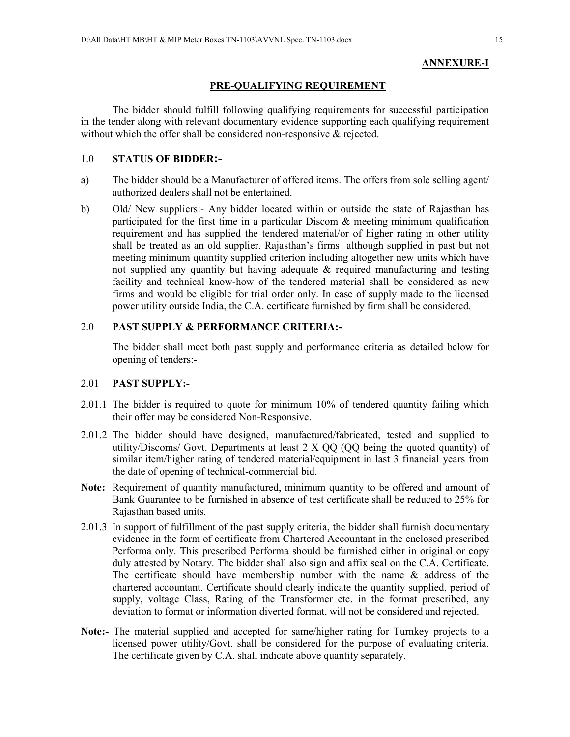**ANNEXURE-I**

## PRE-QUALIFYING REQUIREMENT

The bidder should fulfill following qualifying requirements for successful participation in the tender along with relevant documentary evidence supporting each qualifying requirement without which the offer shall be considered non-responsive & rejected.

### 1.0 STATUS OF BIDDER:-

a) The bidder should be a Manufacturer of offered items. The offers from sole selling agent/ authorized dealers shall not be entertained.

b) Old/ New suppliers:- Any bidder located within or outside the state of Rajasthan has participated for the first time in a particular Discom & meeting minimum qualification requirement and has supplied the tendered material/or of higher rating in other utility shall be treated as an old supplier. Rajasthan's firms although supplied in past but not meeting minimum quantity supplied criterion including altogether new units which have not supplied any quantity but having adequate & required manufacturing and testing facility and technical know-how of the tendered material shall be considered as new firms and would be eligible for trial order only. In case of supply made to the licensed power utility outside India, the C.A. certificate furnished by firm shall be considered.

### 2.0 PAST SUPPLY & PERFORMANCE CRITERIA:-

The bidder shall meet both past supply and performance criteria as detailed below for opening of tenders:-

### 2.01 PAST SUPPLY:-

2.01.1 The bidder is required to quote for minimum 10% of tendered quantity failing which their offer may be considered Non-Responsive.

2.01.2 The bidder should have designed, manufactured/fabricated, tested and supplied to utility/Discoms/ Govt. Departments at least 2 X QQ (QQ being the quoted quantity) of similar item/higher rating of tendered material/equipment in last 3 financial years from the date of opening of technical-commercial bid.

**Note:** Requirement of quantity manufactured, minimum quantity to be offered and amount of Bank Guarantee to be furnished in absence of test certificate shall be reduced to 25% for Rajasthan based units.

2.01.3 In support of fulfillment of the past supply criteria, the bidder shall furnish documentary evidence in the form of certificate from Chartered Accountant in the enclosed prescribed Performa only. This prescribed Performa should be furnished either in original or copy duly attested by Notary. The bidder shall also sign and affix seal on the C.A. Certificate. The certificate should have membership number with the name & address of the chartered accountant. Certificate should clearly indicate the quantity supplied, period of supply, voltage Class, Rating of the Transformer etc. in the format prescribed, any deviation to format or information diverted format, will not be considered and rejected.

**Note:-** The material supplied and accepted for same/higher rating for Turnkey projects to a licensed power utility/Govt. shall be considered for the purpose of evaluating criteria. The certificate given by C.A. shall indicate above quantity separately.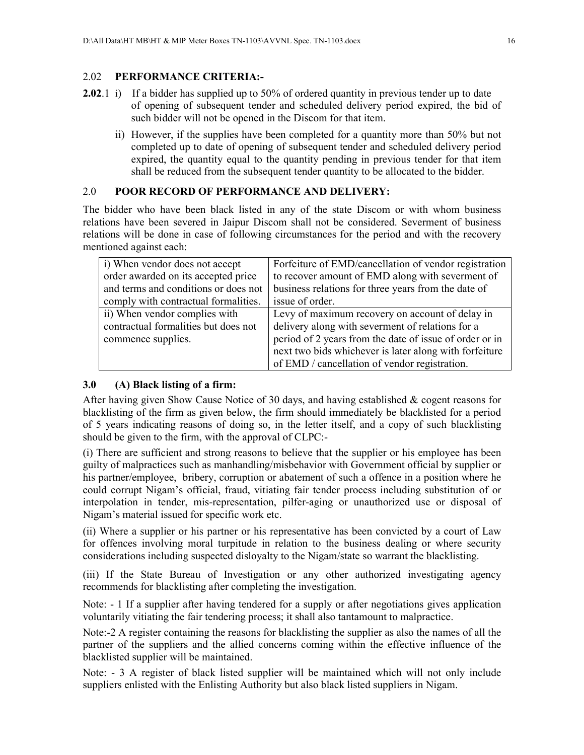## 2.02 PERFORMANCE CRITERIA:-

**2.02**.1 i) If a bidder has supplied up to 50% of ordered quantity in previous tender up to date of opening of subsequent tender and scheduled delivery period expired, the bid of such bidder will not be opened in the Discom for that item.

ii) However, if the supplies have been completed for a quantity more than 50% but not completed up to date of opening of subsequent tender and scheduled delivery period expired, the quantity equal to the quantity pending in previous tender for that item shall be reduced from the subsequent tender quantity to be allocated to the bidder.

## 2.0 POOR RECORD OF PERFORMANCE AND DELIVERY:

The bidder who have been black listed in any of the state Discom or with whom business relations have been severed in Jaipur Discom shall not be considered. Severment of business relations will be done in case of following circumstances for the period and with the recovery mentioned against each:

| | |
|---|---|
| i) When vendor does not accept order awarded on its accepted price and terms and conditions or does not comply with contractual formalities. | Forfeiture of EMD/cancellation of vendor registration to recover amount of EMD along with severment of business relations for three years from the date of issue of order. |
| ii) When vendor complies with contractual formalities but does not commence supplies. | Levy of maximum recovery on account of delay in delivery along with severment of relations for a period of 2 years from the date of issue of order or in next two bids whichever is later along with forfeiture of EMD / cancellation of vendor registration. |

## 3.0 (A) Black listing of a firm:

After having given Show Cause Notice of 30 days, and having established & cogent reasons for blacklisting of the firm as given below, the firm should immediately be blacklisted for a period of 5 years indicating reasons of doing so, in the letter itself, and a copy of such blacklisting should be given to the firm, with the approval of CLPC:-

(i) There are sufficient and strong reasons to believe that the supplier or his employee has been guilty of malpractices such as manhandling/misbehavior with Government official by supplier or his partner/employee, bribery, corruption or abatement of such a offence in a position where he could corrupt Nigam's official, fraud, vitiating fair tender process including substitution of or interpolation in tender, mis-representation, pilfer-aging or unauthorized use or disposal of Nigam's material issued for specific work etc.

(ii) Where a supplier or his partner or his representative has been convicted by a court of Law for offences involving moral turpitude in relation to the business dealing or where security considerations including suspected disloyalty to the Nigam/state so warrant the blacklisting.

(iii) If the State Bureau of Investigation or any other authorized investigating agency recommends for blacklisting after completing the investigation.

Note: - 1 If a supplier after having tendered for a supply or after negotiations gives application voluntarily vitiating the fair tendering process; it shall also tantamount to malpractice.

Note:-2 A register containing the reasons for blacklisting the supplier as also the names of all the partner of the suppliers and the allied concerns coming within the effective influence of the blacklisted supplier will be maintained.

Note: - 3 A register of black listed supplier will be maintained which will not only include suppliers enlisted with the Enlisting Authority but also black listed suppliers in Nigam.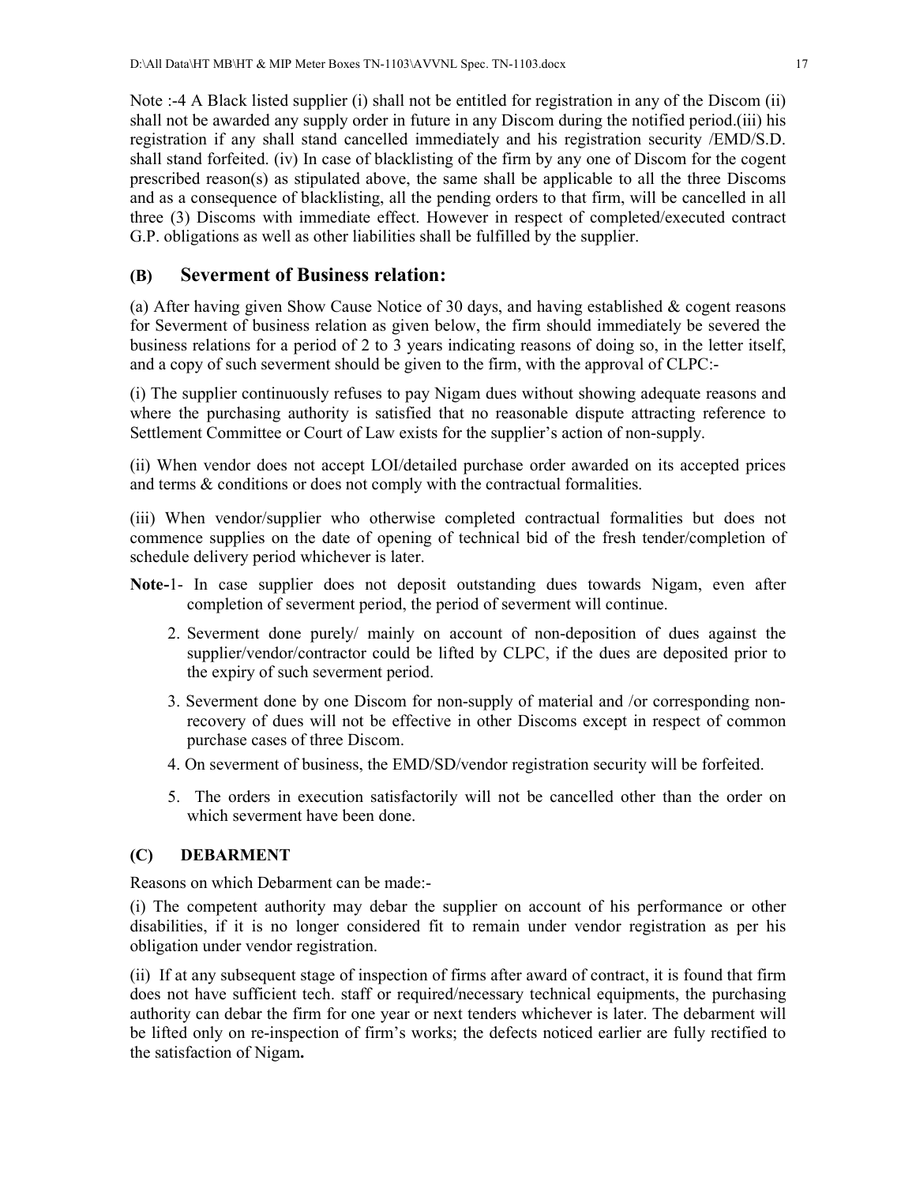Note :-4 A Black listed supplier (i) shall not be entitled for registration in any of the Discom (ii) shall not be awarded any supply order in future in any Discom during the notified period.(iii) his registration if any shall stand cancelled immediately and his registration security /EMD/S.D. shall stand forfeited. (iv) In case of blacklisting of the firm by any one of Discom for the cogent prescribed reason(s) as stipulated above, the same shall be applicable to all the three Discoms and as a consequence of blacklisting, all the pending orders to that firm, will be cancelled in all three (3) Discoms with immediate effect. However in respect of completed/executed contract G.P. obligations as well as other liabilities shall be fulfilled by the supplier.

## (B) Severment of Business relation:

(a) After having given Show Cause Notice of 30 days, and having established & cogent reasons for Severment of business relation as given below, the firm should immediately be severed the business relations for a period of 2 to 3 years indicating reasons of doing so, in the letter itself, and a copy of such severment should be given to the firm, with the approval of CLPC:-

(i) The supplier continuously refuses to pay Nigam dues without showing adequate reasons and where the purchasing authority is satisfied that no reasonable dispute attracting reference to Settlement Committee or Court of Law exists for the supplier's action of non-supply.

(ii) When vendor does not accept LOI/detailed purchase order awarded on its accepted prices and terms & conditions or does not comply with the contractual formalities.

(iii) When vendor/supplier who otherwise completed contractual formalities but does not commence supplies on the date of opening of technical bid of the fresh tender/completion of schedule delivery period whichever is later.

**Note-**1- In case supplier does not deposit outstanding dues towards Nigam, even after completion of severment period, the period of severment will continue.

2. Severment done purely/ mainly on account of non-deposition of dues against the supplier/vendor/contractor could be lifted by CLPC, if the dues are deposited prior to the expiry of such severment period.
3. Severment done by one Discom for non-supply of material and /or corresponding non-recovery of dues will not be effective in other Discoms except in respect of common purchase cases of three Discom.
4. On severment of business, the EMD/SD/vendor registration security will be forfeited.
5. The orders in execution satisfactorily will not be cancelled other than the order on which severment have been done.

### (C) DEBARMENT

Reasons on which Debarment can be made:-

(i) The competent authority may debar the supplier on account of his performance or other disabilities, if it is no longer considered fit to remain under vendor registration as per his obligation under vendor registration.

(ii) If at any subsequent stage of inspection of firms after award of contract, it is found that firm does not have sufficient tech. staff or required/necessary technical equipments, the purchasing authority can debar the firm for one year or next tenders whichever is later. The debarment will be lifted only on re-inspection of firm's works; the defects noticed earlier are fully rectified to the satisfaction of Nigam**.**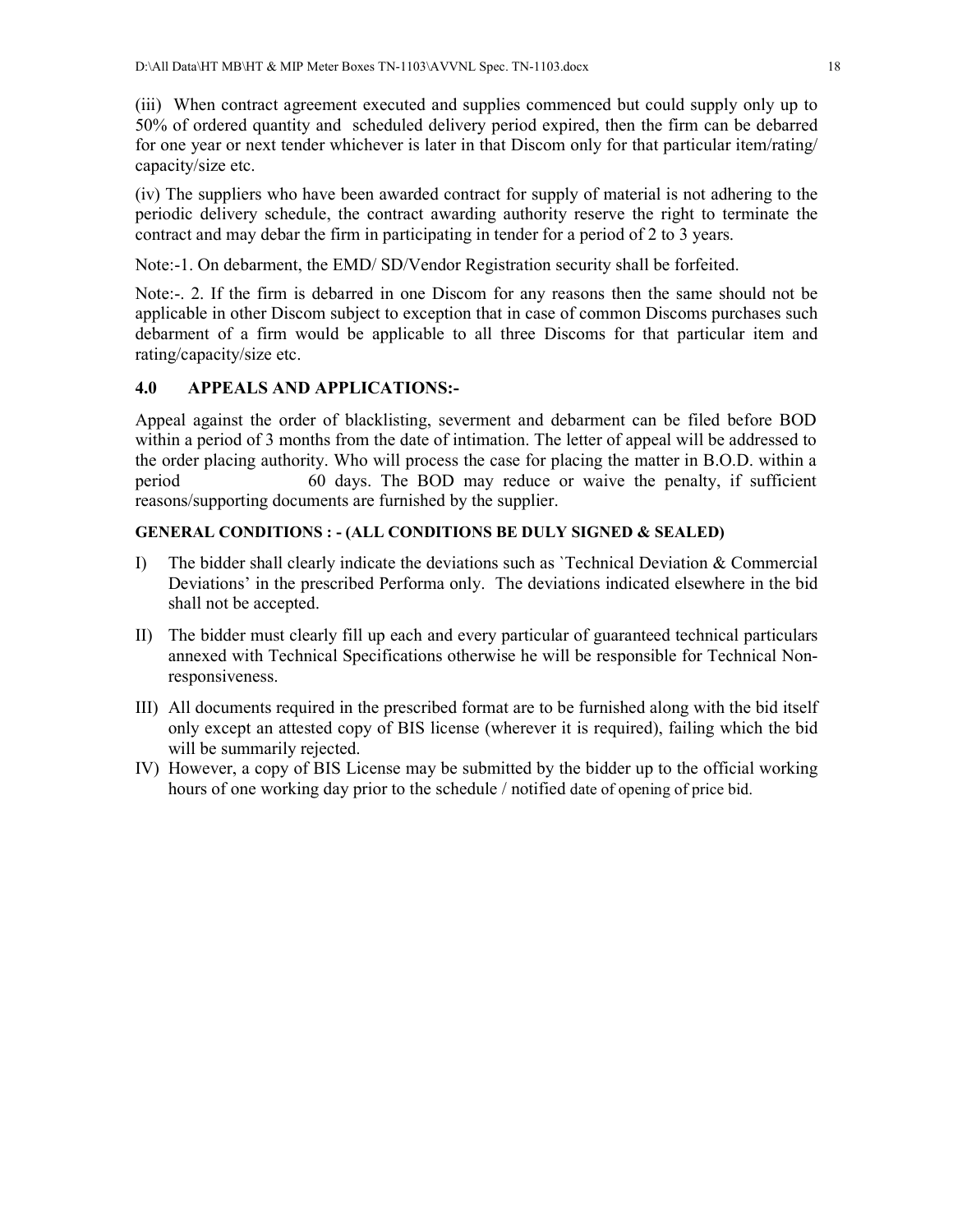(iii) When contract agreement executed and supplies commenced but could supply only up to 50% of ordered quantity and scheduled delivery period expired, then the firm can be debarred for one year or next tender whichever is later in that Discom only for that particular item/rating/ capacity/size etc.

(iv) The suppliers who have been awarded contract for supply of material is not adhering to the periodic delivery schedule, the contract awarding authority reserve the right to terminate the contract and may debar the firm in participating in tender for a period of 2 to 3 years.

Note:-1. On debarment, the EMD/ SD/Vendor Registration security shall be forfeited.

Note:-. 2. If the firm is debarred in one Discom for any reasons then the same should not be applicable in other Discom subject to exception that in case of common Discoms purchases such debarment of a firm would be applicable to all three Discoms for that particular item and rating/capacity/size etc.

## 4.0 APPEALS AND APPLICATIONS:-

Appeal against the order of blacklisting, severment and debarment can be filed before BOD within a period of 3 months from the date of intimation. The letter of appeal will be addressed to the order placing authority. Who will process the case for placing the matter in B.O.D. within a period 60 days. The BOD may reduce or waive the penalty, if sufficient reasons/supporting documents are furnished by the supplier.

**GENERAL CONDITIONS : - (ALL CONDITIONS BE DULY SIGNED & SEALED)**

I) The bidder shall clearly indicate the deviations such as `Technical Deviation & Commercial Deviations' in the prescribed Performa only. The deviations indicated elsewhere in the bid shall not be accepted.

II) The bidder must clearly fill up each and every particular of guaranteed technical particulars annexed with Technical Specifications otherwise he will be responsible for Technical Non-responsiveness.

III) All documents required in the prescribed format are to be furnished along with the bid itself only except an attested copy of BIS license (wherever it is required), failing which the bid will be summarily rejected.

IV) However, a copy of BIS License may be submitted by the bidder up to the official working hours of one working day prior to the schedule / notified date of opening of price bid.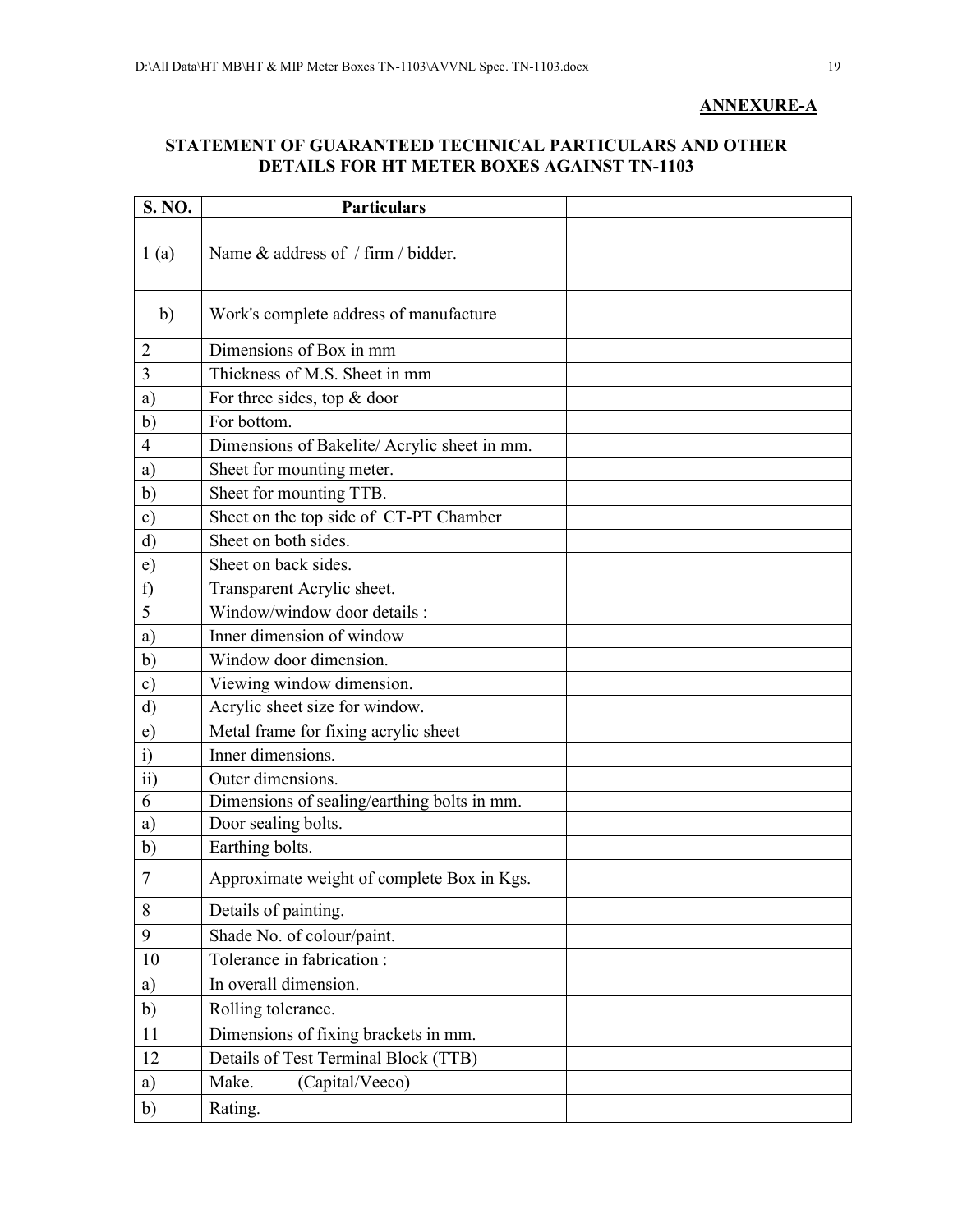**ANNEXURE-A**

**STATEMENT OF GUARANTEED TECHNICAL PARTICULARS AND OTHER DETAILS FOR HT METER BOXES AGAINST TN-1103**

| S. NO. | Particulars | |
|---|---|---|
| 1 (a) | Name & address of / firm / bidder. | |
| b) | Work's complete address of manufacture | |
| 2 | Dimensions of Box in mm | |
| 3 | Thickness of M.S. Sheet in mm | |
| a) | For three sides, top & door | |
| b) | For bottom. | |
| 4 | Dimensions of Bakelite/ Acrylic sheet in mm. | |
| a) | Sheet for mounting meter. | |
| b) | Sheet for mounting TTB. | |
| c) | Sheet on the top side of CT-PT Chamber | |
| d) | Sheet on both sides. | |
| e) | Sheet on back sides. | |
| f) | Transparent Acrylic sheet. | |
| 5 | Window/window door details : | |
| a) | Inner dimension of window | |
| b) | Window door dimension. | |
| c) | Viewing window dimension. | |
| d) | Acrylic sheet size for window. | |
| e) | Metal frame for fixing acrylic sheet | |
| i) | Inner dimensions. | |
| ii) | Outer dimensions. | |
| 6 | Dimensions of sealing/earthing bolts in mm. | |
| a) | Door sealing bolts. | |
| b) | Earthing bolts. | |
| 7 | Approximate weight of complete Box in Kgs. | |
| 8 | Details of painting. | |
| 9 | Shade No. of colour/paint. | |
| 10 | Tolerance in fabrication : | |
| a) | In overall dimension. | |
| b) | Rolling tolerance. | |
| 11 | Dimensions of fixing brackets in mm. | |
| 12 | Details of Test Terminal Block (TTB) | |
| a) | Make. (Capital/Veeco) | |
| b) | Rating. | |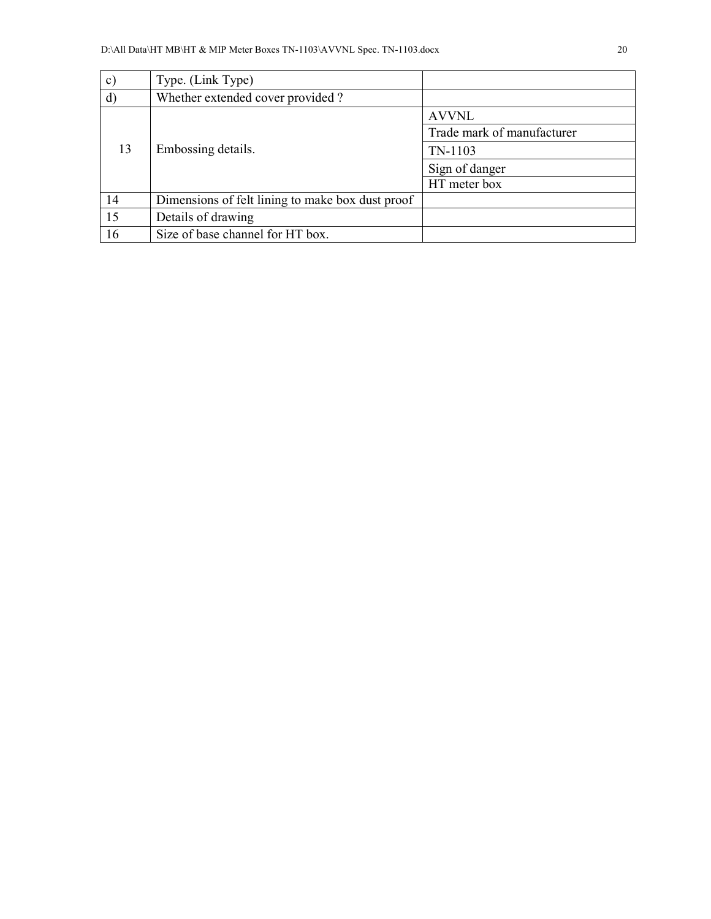| | | |
|---|---|---|
| c) | Type. (Link Type) | |
| d) | Whether extended cover provided ? | |
| 13 | Embossing details. | AVVNL |
| | | Trade mark of manufacturer |
| | | TN-1103 |
| | | Sign of danger |
| | | HT meter box |
| 14 | Dimensions of felt lining to make box dust proof | |
| 15 | Details of drawing | |
| 16 | Size of base channel for HT box. | |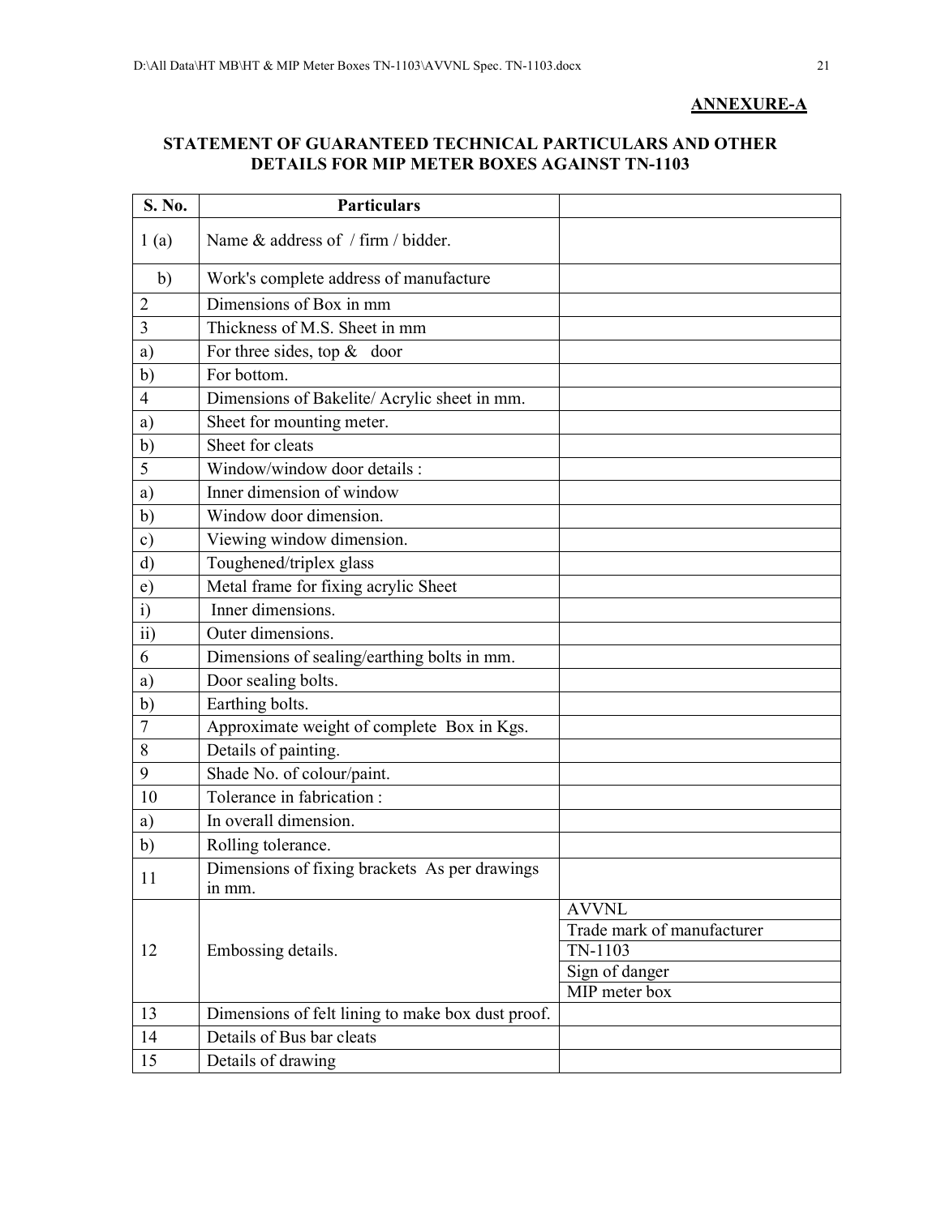**ANNEXURE-A**

**STATEMENT OF GUARANTEED TECHNICAL PARTICULARS AND OTHER DETAILS FOR MIP METER BOXES AGAINST TN-1103**

| S. No. | Particulars | |
|---|---|---|
| 1 (a) | Name & address of / firm / bidder. | |
| b) | Work's complete address of manufacture | |
| 2 | Dimensions of Box in mm | |
| 3 | Thickness of M.S. Sheet in mm | |
| a) | For three sides, top & door | |
| b) | For bottom. | |
| 4 | Dimensions of Bakelite/ Acrylic sheet in mm. | |
| a) | Sheet for mounting meter. | |
| b) | Sheet for cleats | |
| 5 | Window/window door details : | |
| a) | Inner dimension of window | |
| b) | Window door dimension. | |
| c) | Viewing window dimension. | |
| d) | Toughened/triplex glass | |
| e) | Metal frame for fixing acrylic Sheet | |
| i) | Inner dimensions. | |
| ii) | Outer dimensions. | |
| 6 | Dimensions of sealing/earthing bolts in mm. | |
| a) | Door sealing bolts. | |
| b) | Earthing bolts. | |
| 7 | Approximate weight of complete Box in Kgs. | |
| 8 | Details of painting. | |
| 9 | Shade No. of colour/paint. | |
| 10 | Tolerance in fabrication : | |
| a) | In overall dimension. | |
| b) | Rolling tolerance. | |
| 11 | Dimensions of fixing brackets As per drawings in mm. | |
| 12 | Embossing details. | AVVNL |
| | | Trade mark of manufacturer |
| | | TN-1103 |
| | | Sign of danger |
| | | MIP meter box |
| 13 | Dimensions of felt lining to make box dust proof. | |
| 14 | Details of Bus bar cleats | |
| 15 | Details of drawing | |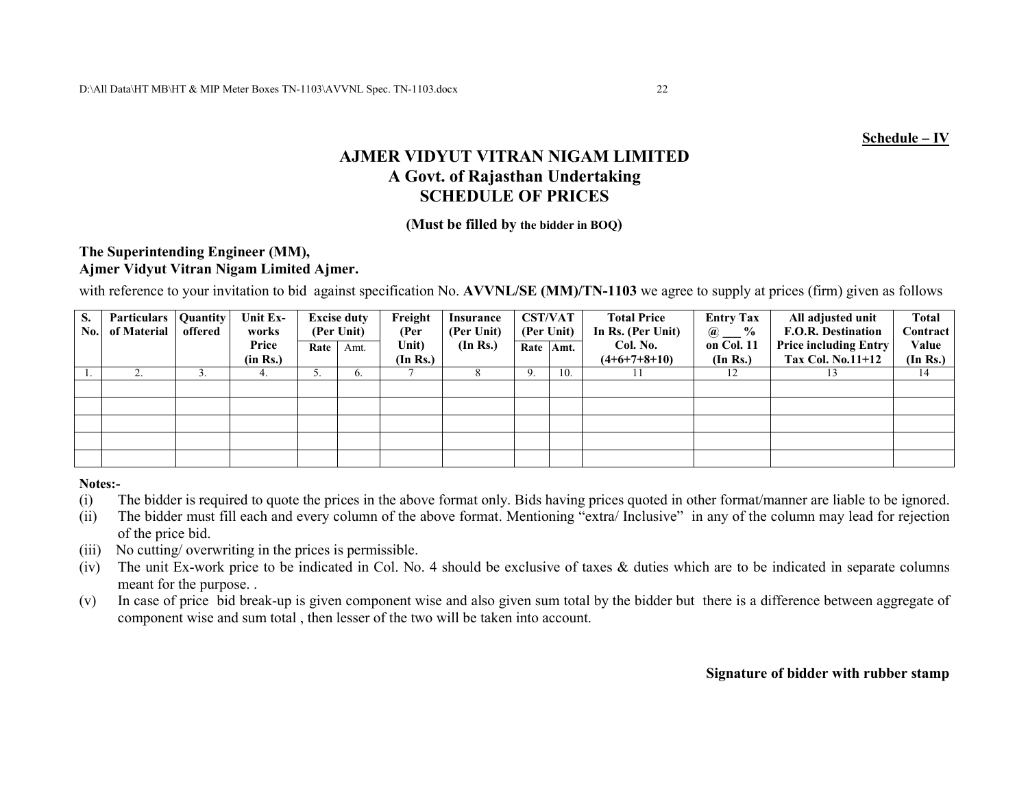**Schedule – IV**

# AJMER VIDYUT VITRAN NIGAM LIMITED
## A Govt. of Rajasthan Undertaking
## SCHEDULE OF PRICES

**(Must be filled by the bidder in BOQ)**

**The Superintending Engineer (MM),**
**Ajmer Vidyut Vitran Nigam Limited Ajmer.**

with reference to your invitation to bid against specification No. **AVVNL/SE (MM)/TN-1103** we agree to supply at prices (firm) given as follows

| S. No. | Particulars of Material | Quantity offered | Unit Ex-works Price (in Rs.) | Excise duty (Per Unit) | | Freight (Per Unit) (In Rs.) | Insurance (Per Unit) (In Rs.) | CST/VAT (Per Unit) | | Total Price In Rs. (Per Unit) Col. No. (4+6+7+8+10) | Entry Tax @ ___ % on Col. 11 (In Rs.) | All adjusted unit F.O.R. Destination Price including Entry Tax Col. No.11+12 | Total Contract Value (In Rs.) |
|---|---|---|---|---|---|---|---|---|---|---|---|---|---|
| | | | | Rate | Amt. | | | Rate | Amt. | | | | |
| 1. | 2. | 3. | 4. | 5. | 6. | 7 | 8 | 9. | 10. | 11 | 12 | 13 | 14 |
| | | | | | | | | | | | | | |
| | | | | | | | | | | | | | |
| | | | | | | | | | | | | | |
| | | | | | | | | | | | | | |
| | | | | | | | | | | | | | |

**Notes:-**

(i) The bidder is required to quote the prices in the above format only. Bids having prices quoted in other format/manner are liable to be ignored.

(ii) The bidder must fill each and every column of the above format. Mentioning "extra/ Inclusive" in any of the column may lead for rejection of the price bid.

(iii) No cutting/ overwriting in the prices is permissible.

(iv) The unit Ex-work price to be indicated in Col. No. 4 should be exclusive of taxes & duties which are to be indicated in separate columns meant for the purpose. .

(v) In case of price bid break-up is given component wise and also given sum total by the bidder but there is a difference between aggregate of component wise and sum total , then lesser of the two will be taken into account.

**Signature of bidder with rubber stamp**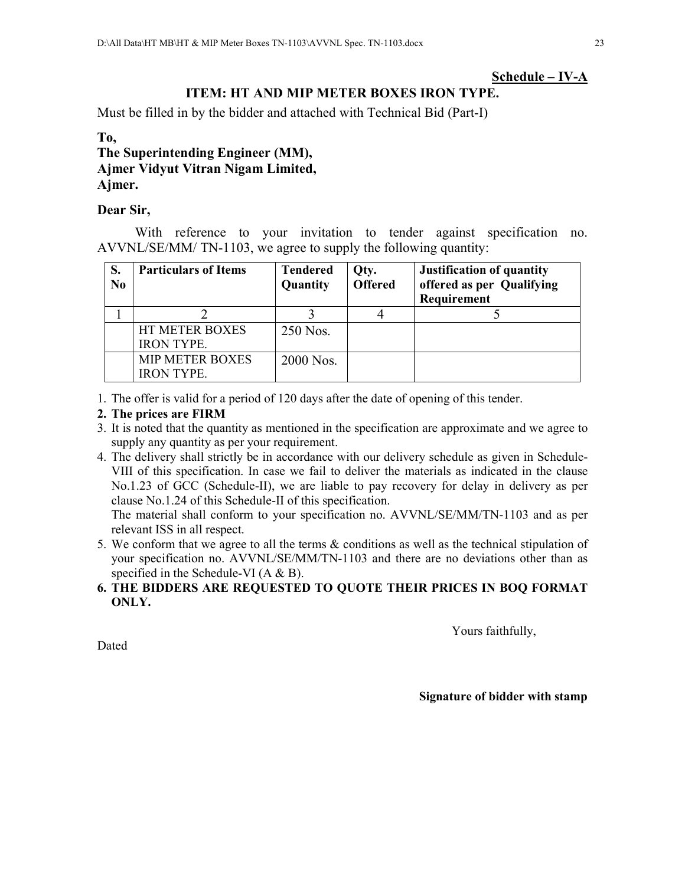**Schedule – IV-A**

**ITEM: HT AND MIP METER BOXES IRON TYPE.**

Must be filled in by the bidder and attached with Technical Bid (Part-I)

**To,**
**The Superintending Engineer (MM),**
**Ajmer Vidyut Vitran Nigam Limited,**
**Ajmer.**

**Dear Sir,**

With reference to your invitation to tender against specification no. AVVNL/SE/MM/ TN-1103, we agree to supply the following quantity:

| S. No | Particulars of Items | Tendered Quantity | Qty. Offered | Justification of quantity offered as per Qualifying Requirement |
|---|---|---|---|---|
| 1 | 2 | 3 | 4 | 5 |
| | HT METER BOXES IRON TYPE. | 250 Nos. | | |
| | MIP METER BOXES IRON TYPE. | 2000 Nos. | | |

1. The offer is valid for a period of 120 days after the date of opening of this tender.
2. **The prices are FIRM**
3. It is noted that the quantity as mentioned in the specification are approximate and we agree to supply any quantity as per your requirement.
4. The delivery shall strictly be in accordance with our delivery schedule as given in Schedule-VIII of this specification. In case we fail to deliver the materials as indicated in the clause No.1.23 of GCC (Schedule-II), we are liable to pay recovery for delay in delivery as per clause No.1.24 of this Schedule-II of this specification.
   The material shall conform to your specification no. AVVNL/SE/MM/TN-1103 and as per relevant ISS in all respect.
5. We conform that we agree to all the terms & conditions as well as the technical stipulation of your specification no. AVVNL/SE/MM/TN-1103 and there are no deviations other than as specified in the Schedule-VI (A & B).
6. **THE BIDDERS ARE REQUESTED TO QUOTE THEIR PRICES IN BOQ FORMAT ONLY.**

Yours faithfully,

Dated

**Signature of bidder with stamp**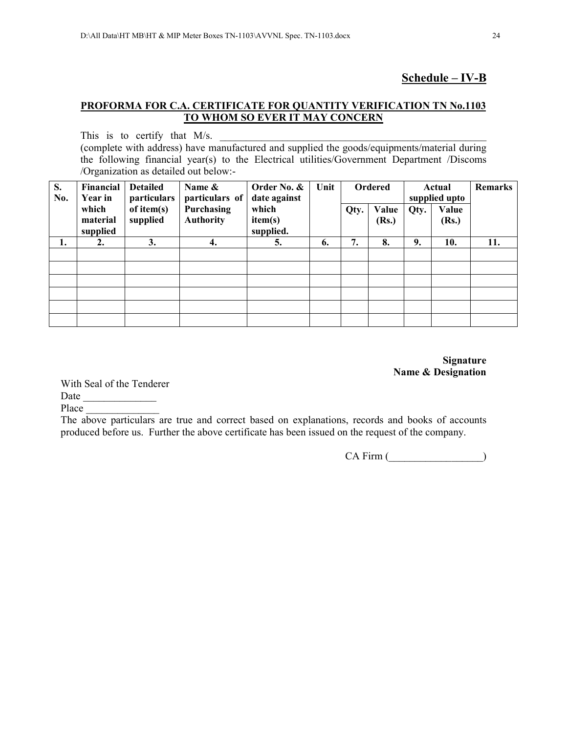**Schedule – IV-B**

**PROFORMA FOR C.A. CERTIFICATE FOR QUANTITY VERIFICATION TN No.1103**
**TO WHOM SO EVER IT MAY CONCERN**

This is to certify that M/s. _______________________________________________________ (complete with address) have manufactured and supplied the goods/equipments/material during the following financial year(s) to the Electrical utilities/Government Department /Discoms /Organization as detailed out below:-

| S. No. | Financial Year in which material supplied | Detailed particulars of item(s) supplied | Name & particulars of Purchasing Authority | Order No. & date against which item(s) supplied. | Unit | Ordered | | Actual supplied upto | | Remarks |
|---|---|---|---|---|---|---|---|---|---|---|
| | | | | | | Qty. | Value (Rs.) | Qty. | Value (Rs.) | |
| 1. | 2. | 3. | 4. | 5. | 6. | 7. | 8. | 9. | 10. | 11. |
| | | | | | | | | | | |
| | | | | | | | | | | |
| | | | | | | | | | | |
| | | | | | | | | | | |
| | | | | | | | | | | |
| | | | | | | | | | | |

**Signature**
**Name & Designation**

With Seal of the Tenderer
Date ______________
Place ______________

The above particulars are true and correct based on explanations, records and books of accounts produced before us. Further the above certificate has been issued on the request of the company.

CA Firm (__________________)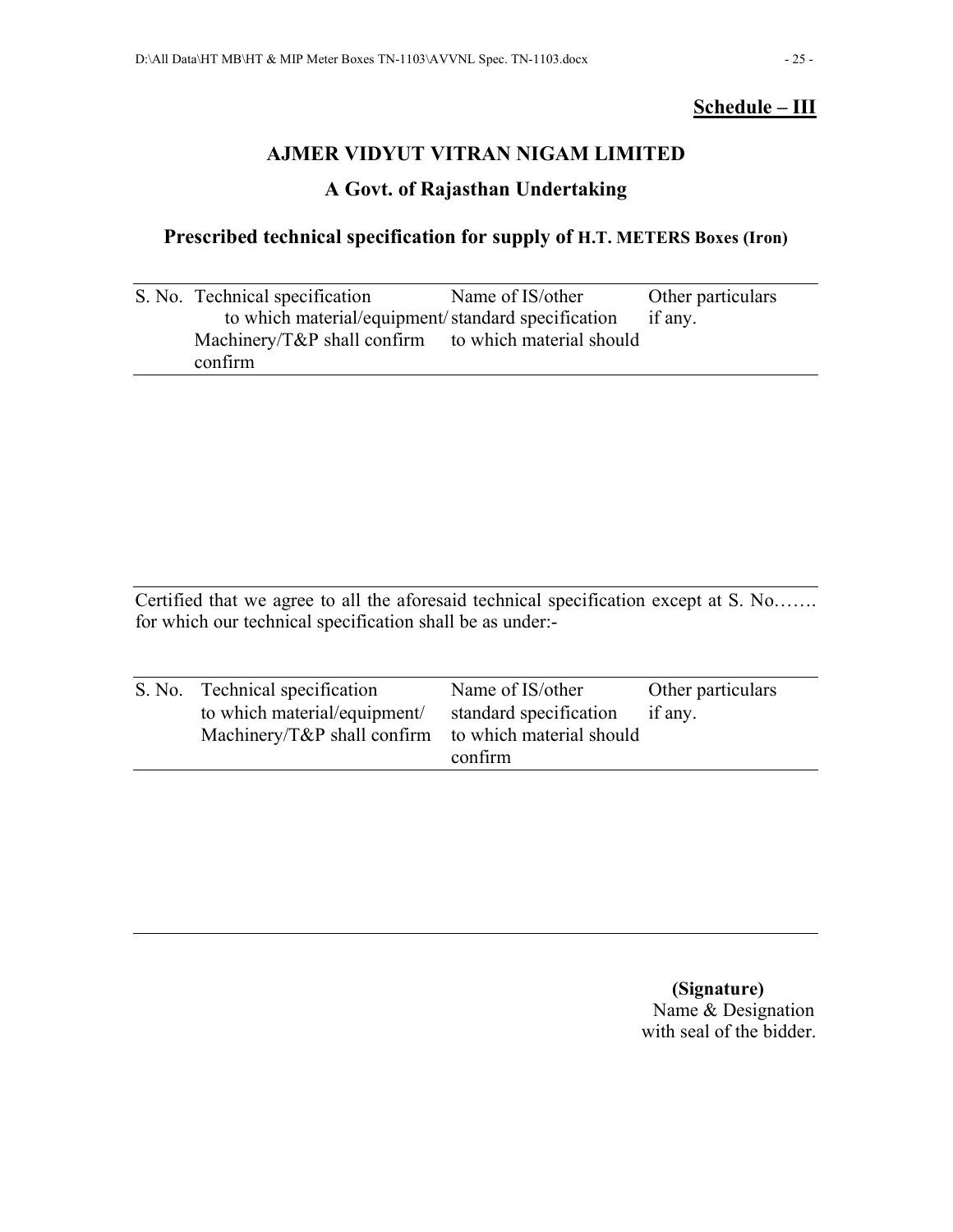**Schedule – III**

## AJMER VIDYUT VITRAN NIGAM LIMITED

### A Govt. of Rajasthan Undertaking

### Prescribed technical specification for supply of H.T. METERS Boxes (Iron)

| S. No. | Technical specification to which material/equipment/ Machinery/T&P shall confirm | Name of IS/other standard specification to which material should confirm | Other particulars if any. |
|---|---|---|---|
| | | | |

Certified that we agree to all the aforesaid technical specification except at S. No……. for which our technical specification shall be as under:-

| S. No. | Technical specification to which material/equipment/ Machinery/T&P shall confirm | Name of IS/other standard specification to which material should confirm | Other particulars if any. |
|---|---|---|---|
| | | | |

**(Signature)**
Name & Designation
with seal of the bidder.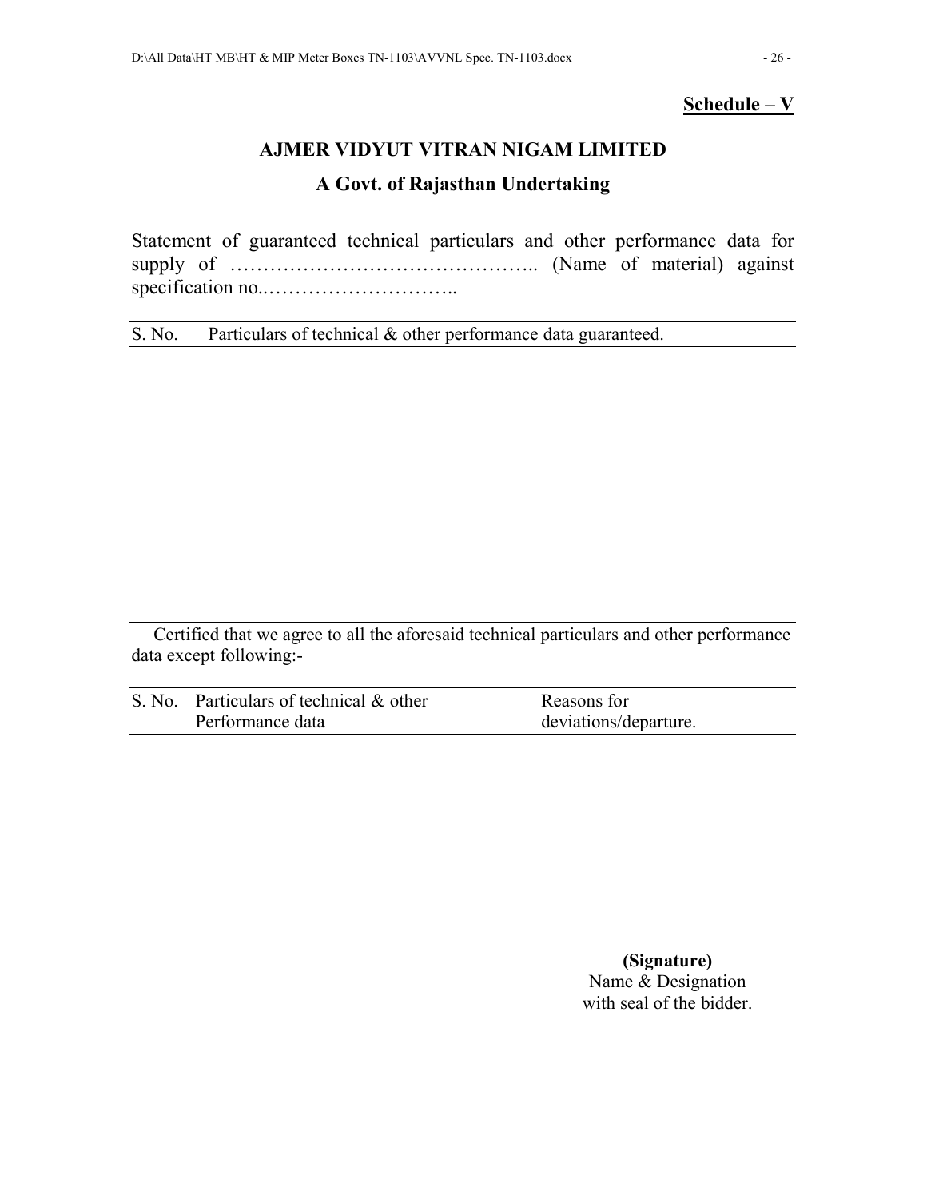**Schedule – V**

**AJMER VIDYUT VITRAN NIGAM LIMITED**

**A Govt. of Rajasthan Undertaking**

Statement of guaranteed technical particulars and other performance data for supply of ……………………………………….. (Name of material) against specification no..………………………..

| S. No. | Particulars of technical & other performance data guaranteed. |
|---|---|
| | |

Certified that we agree to all the aforesaid technical particulars and other performance data except following:-

| S. No. | Particulars of technical & other Performance data | Reasons for deviations/departure. |
|---|---|---|
| | | |

**(Signature)**
Name & Designation
with seal of the bidder.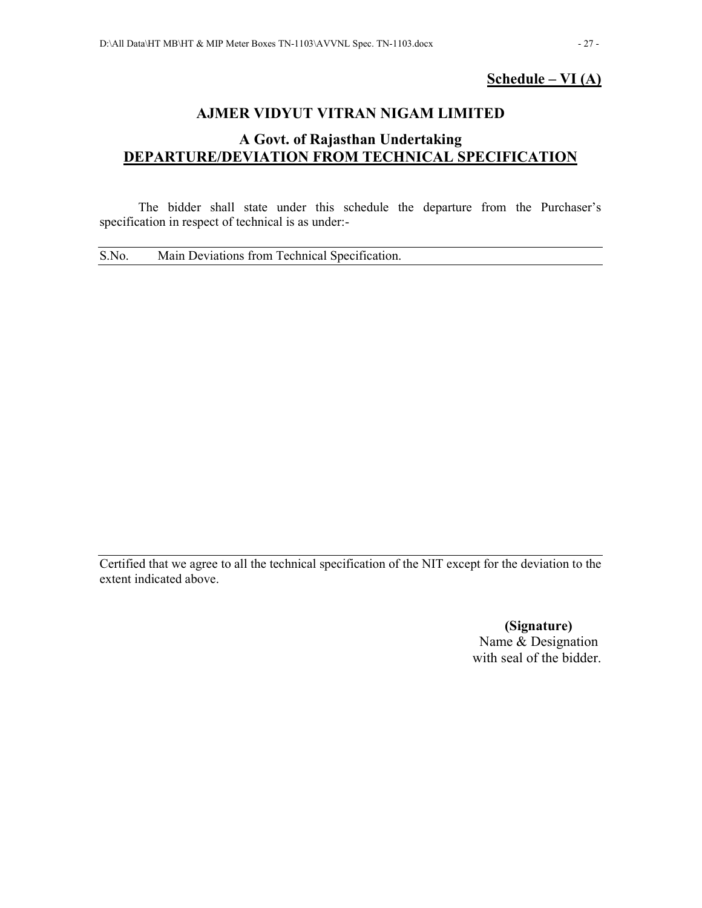**Schedule – VI (A)**

# AJMER VIDYUT VITRAN NIGAM LIMITED

## A Govt. of Rajasthan Undertaking

## DEPARTURE/DEVIATION FROM TECHNICAL SPECIFICATION

The bidder shall state under this schedule the departure from the Purchaser's specification in respect of technical is as under:-

| S.No. | Main Deviations from Technical Specification. |
|---|---|
| | |

Certified that we agree to all the technical specification of the NIT except for the deviation to the extent indicated above.

**(Signature)**
Name & Designation
with seal of the bidder.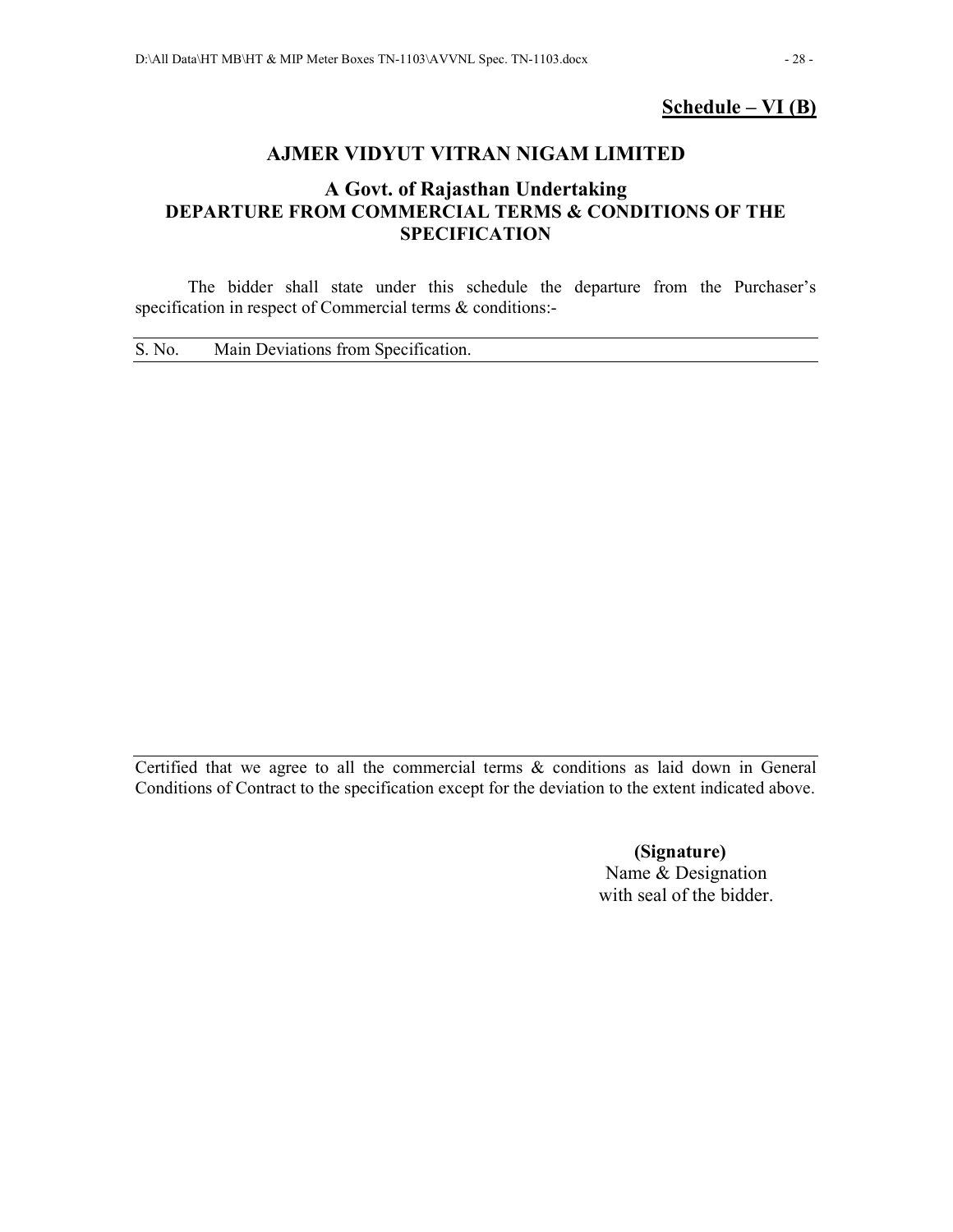**Schedule – VI (B)**

# AJMER VIDYUT VITRAN NIGAM LIMITED

## A Govt. of Rajasthan Undertaking

### DEPARTURE FROM COMMERCIAL TERMS & CONDITIONS OF THE SPECIFICATION

The bidder shall state under this schedule the departure from the Purchaser's specification in respect of Commercial terms & conditions:-

| S. No. | Main Deviations from Specification. |
|---|---|
| | |

Certified that we agree to all the commercial terms & conditions as laid down in General Conditions of Contract to the specification except for the deviation to the extent indicated above.

**(Signature)**
Name & Designation
with seal of the bidder.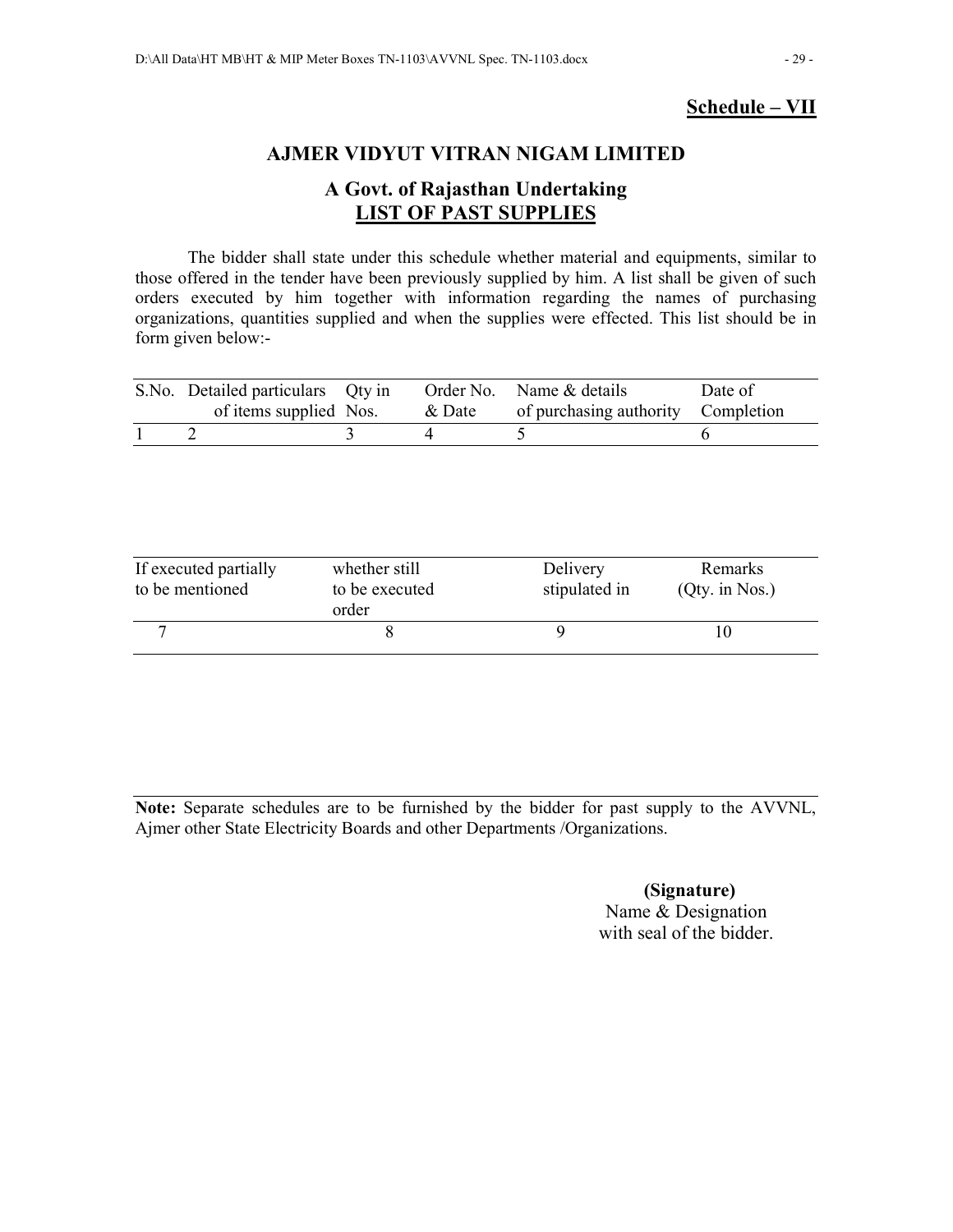**Schedule – VII**

## AJMER VIDYUT VITRAN NIGAM LIMITED

## A Govt. of Rajasthan Undertaking

## LIST OF PAST SUPPLIES

The bidder shall state under this schedule whether material and equipments, similar to those offered in the tender have been previously supplied by him. A list shall be given of such orders executed by him together with information regarding the names of purchasing organizations, quantities supplied and when the supplies were effected. This list should be in form given below:-

| S.No. | Detailed particulars of items supplied | Qty in Nos. | Order No. & Date | Name & details of purchasing authority | Date of Completion |
|---|---|---|---|---|---|
| 1 | 2 | 3 | 4 | 5 | 6 |

| If executed partially to be mentioned | whether still to be executed order | Delivery stipulated in | Remarks (Qty. in Nos.) |
|---|---|---|---|
| 7 | 8 | 9 | 10 |

**Note:** Separate schedules are to be furnished by the bidder for past supply to the AVVNL, Ajmer other State Electricity Boards and other Departments /Organizations.

**(Signature)**
Name & Designation
with seal of the bidder.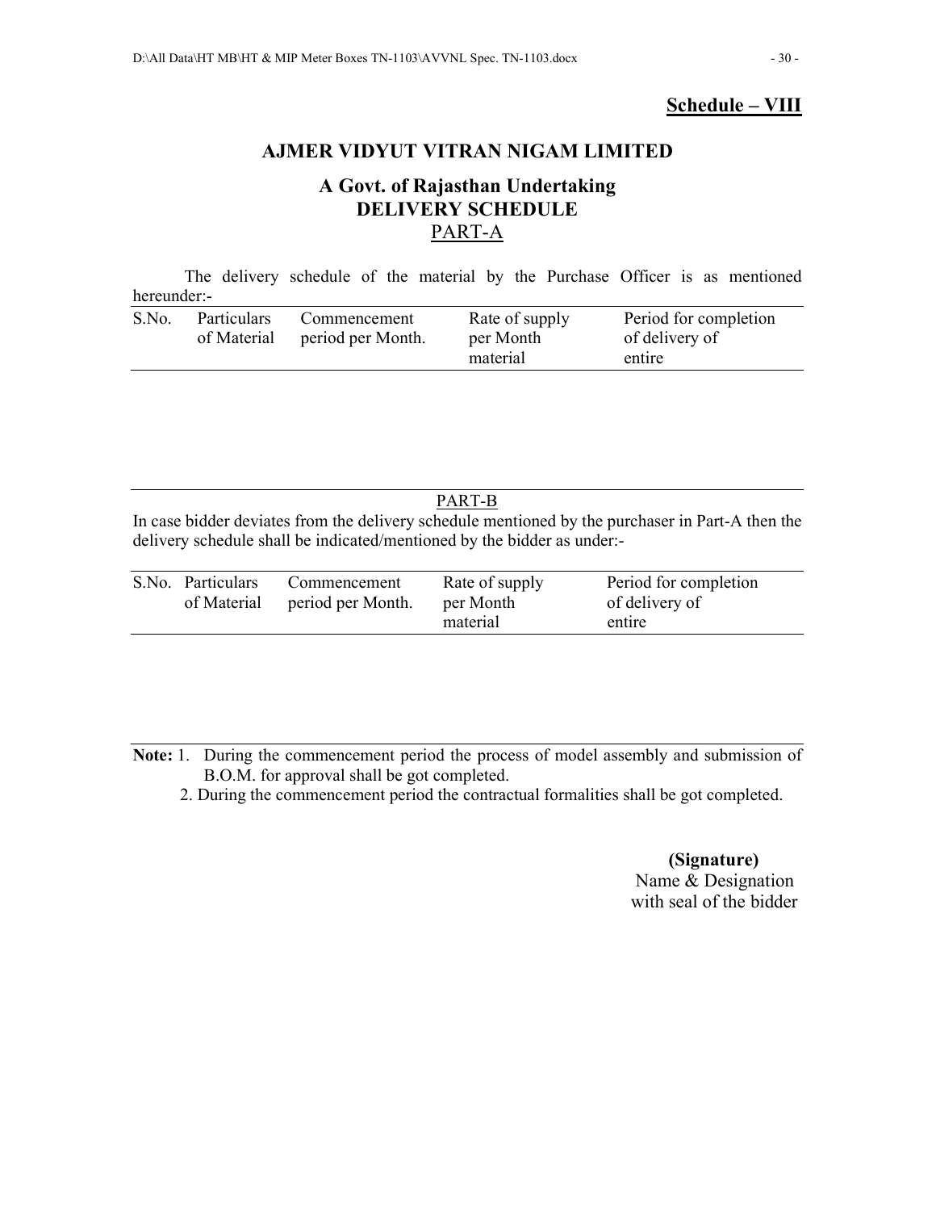**Schedule – VIII**

# AJMER VIDYUT VITRAN NIGAM LIMITED

## A Govt. of Rajasthan Undertaking

## DELIVERY SCHEDULE

PART-A

The delivery schedule of the material by the Purchase Officer is as mentioned hereunder:-

| S.No. | Particulars of Material | Commencement period per Month. | Rate of supply per Month material | Period for completion of delivery of entire |
|---|---|---|---|---|
| | | | | |

PART-B

In case bidder deviates from the delivery schedule mentioned by the purchaser in Part-A then the delivery schedule shall be indicated/mentioned by the bidder as under:-

| S.No. | Particulars of Material | Commencement period per Month. | Rate of supply per Month material | Period for completion of delivery of entire |
|---|---|---|---|---|
| | | | | |

**Note:** 1. During the commencement period the process of model assembly and submission of B.O.M. for approval shall be got completed.

2. During the commencement period the contractual formalities shall be got completed.

**(Signature)**
Name & Designation
with seal of the bidder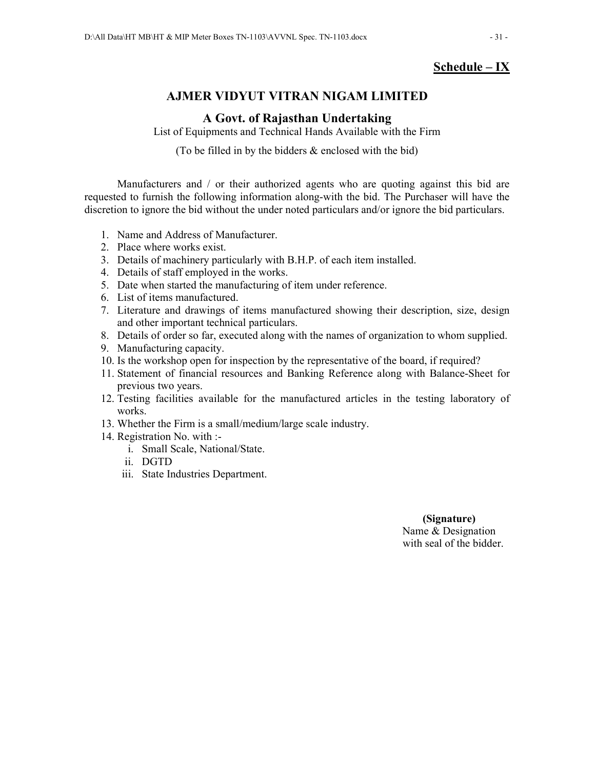**Schedule – IX**

# AJMER VIDYUT VITRAN NIGAM LIMITED

## A Govt. of Rajasthan Undertaking

List of Equipments and Technical Hands Available with the Firm

(To be filled in by the bidders & enclosed with the bid)

Manufacturers and / or their authorized agents who are quoting against this bid are requested to furnish the following information along-with the bid. The Purchaser will have the discretion to ignore the bid without the under noted particulars and/or ignore the bid particulars.

1. Name and Address of Manufacturer.
2. Place where works exist.
3. Details of machinery particularly with B.H.P. of each item installed.
4. Details of staff employed in the works.
5. Date when started the manufacturing of item under reference.
6. List of items manufactured.
7. Literature and drawings of items manufactured showing their description, size, design and other important technical particulars.
8. Details of order so far, executed along with the names of organization to whom supplied.
9. Manufacturing capacity.
10. Is the workshop open for inspection by the representative of the board, if required?
11. Statement of financial resources and Banking Reference along with Balance-Sheet for previous two years.
12. Testing facilities available for the manufactured articles in the testing laboratory of works.
13. Whether the Firm is a small/medium/large scale industry.
14. Registration No. with :-
    1. Small Scale, National/State.
    2. DGTD
    3. State Industries Department.

**(Signature)**
Name & Designation
with seal of the bidder.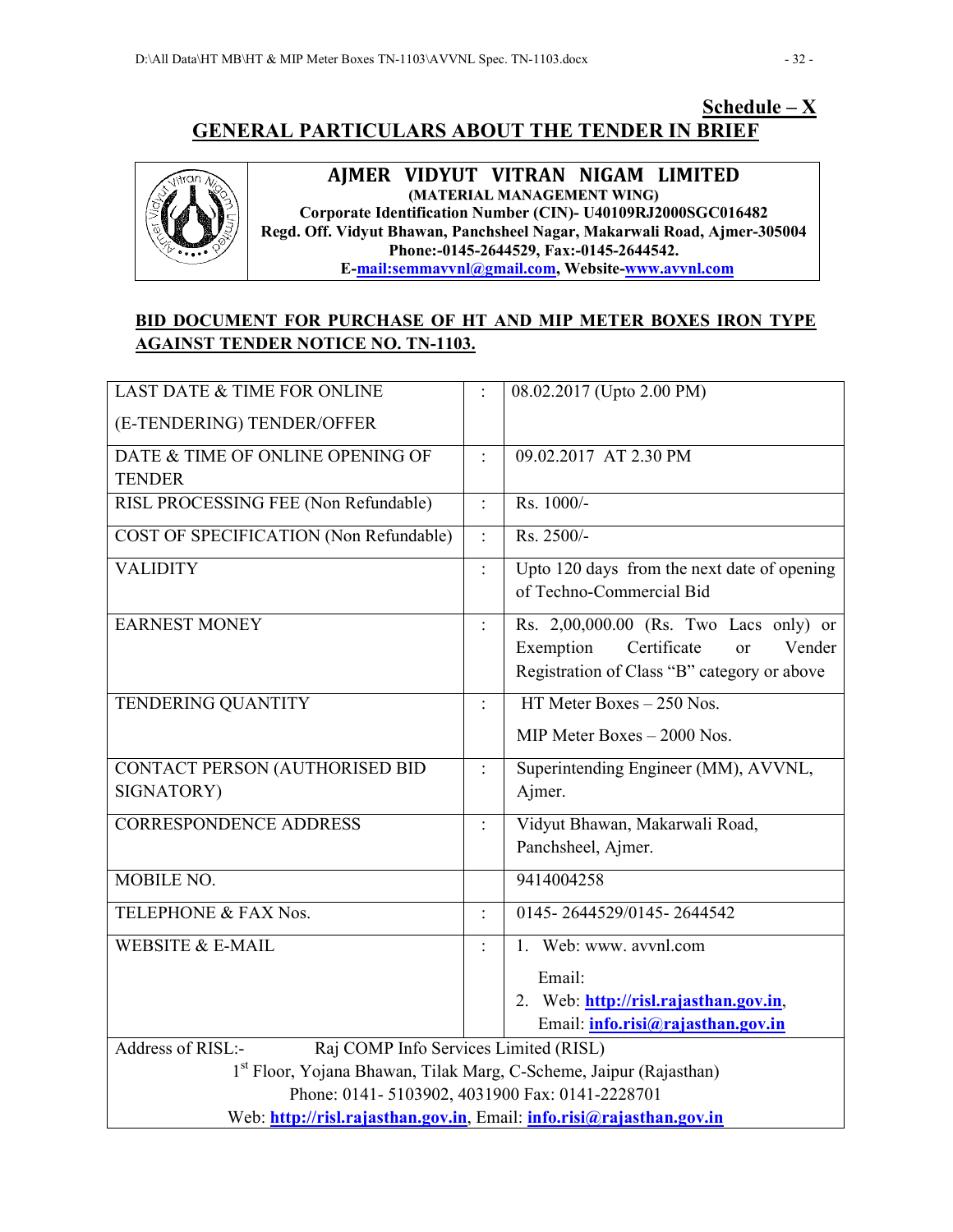**Schedule – X**

## GENERAL PARTICULARS ABOUT THE TENDER IN BRIEF

**AJMER VIDYUT VITRAN NIGAM LIMITED**
**(MATERIAL MANAGEMENT WING)**
**Corporate Identification Number (CIN)- U40109RJ2000SGC016482**
**Regd. Off. Vidyut Bhawan, Panchsheel Nagar, Makarwali Road, Ajmer-305004**
**Phone:-0145-2644529, Fax:-0145-2644542.**
**E-mail:semmavvnl@gmail.com, Website-www.avvnl.com**

**BID DOCUMENT FOR PURCHASE OF HT AND MIP METER BOXES IRON TYPE AGAINST TENDER NOTICE NO. TN-1103.**

| | | |
|---|---|---|
| LAST DATE & TIME FOR ONLINE (E-TENDERING) TENDER/OFFER | : | 08.02.2017 (Upto 2.00 PM) |
| DATE & TIME OF ONLINE OPENING OF TENDER | : | 09.02.2017 AT 2.30 PM |
| RISL PROCESSING FEE (Non Refundable) | : | Rs. 1000/- |
| COST OF SPECIFICATION (Non Refundable) | : | Rs. 2500/- |
| VALIDITY | : | Upto 120 days from the next date of opening of Techno-Commercial Bid |
| EARNEST MONEY | : | Rs. 2,00,000.00 (Rs. Two Lacs only) or Exemption Certificate or Vender Registration of Class "B" category or above |
| TENDERING QUANTITY | : | HT Meter Boxes – 250 Nos.<br>MIP Meter Boxes – 2000 Nos. |
| CONTACT PERSON (AUTHORISED BID SIGNATORY) | : | Superintending Engineer (MM), AVVNL, Ajmer. |
| CORRESPONDENCE ADDRESS | : | Vidyut Bhawan, Makarwali Road, Panchsheel, Ajmer. |
| MOBILE NO. | | 9414004258 |
| TELEPHONE & FAX Nos. | : | 0145- 2644529/0145- 2644542 |
| WEBSITE & E-MAIL | : | 1. Web: www. avvnl.com<br>Email:<br>2. Web: **http://risl.rajasthan.gov.in**, Email: **info.risi@rajasthan.gov.in** |
| Address of RISL:- Raj COMP Info Services Limited (RISL)<br>1st Floor, Yojana Bhawan, Tilak Marg, C-Scheme, Jaipur (Rajasthan)<br>Phone: 0141- 5103902, 4031900 Fax: 0141-2228701<br>Web: **http://risl.rajasthan.gov.in**, Email: **info.risi@rajasthan.gov.in** | | |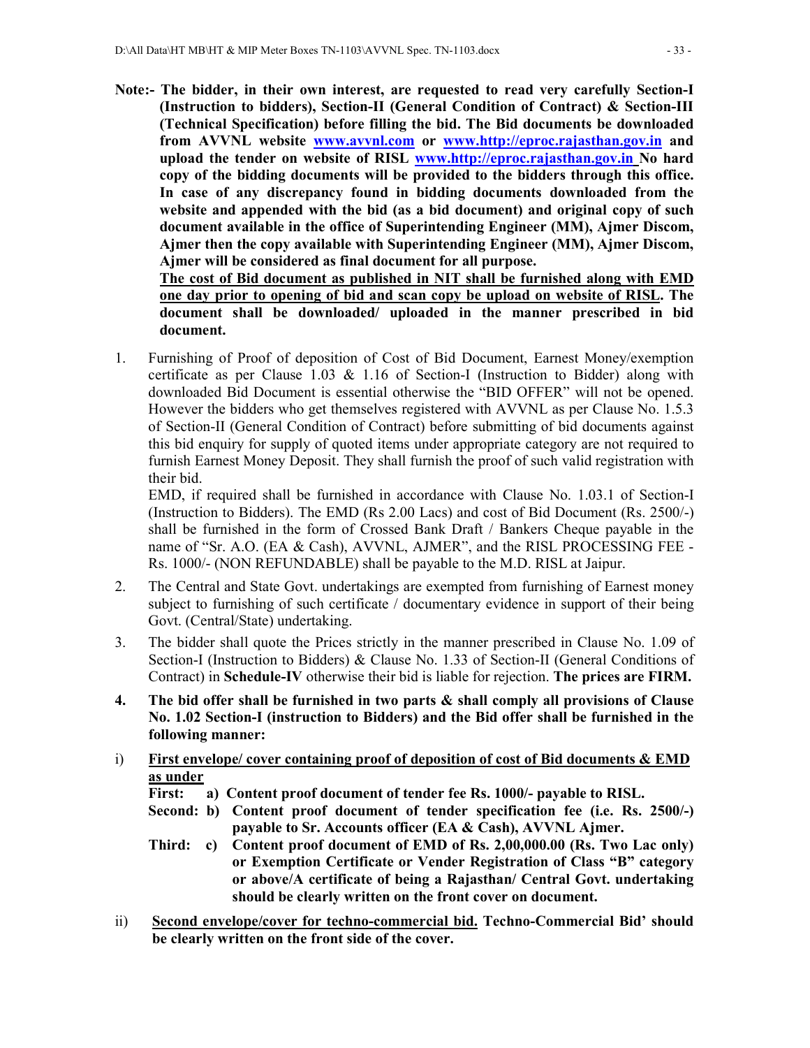**Note:- The bidder, in their own interest, are requested to read very carefully Section-I (Instruction to bidders), Section-II (General Condition of Contract) & Section-III (Technical Specification) before filling the bid. The Bid documents be downloaded from AVVNL website www.avvnl.com or www.http://eproc.rajasthan.gov.in and upload the tender on website of RISL www.http://eproc.rajasthan.gov.in No hard copy of the bidding documents will be provided to the bidders through this office. In case of any discrepancy found in bidding documents downloaded from the website and appended with the bid (as a bid document) and original copy of such document available in the office of Superintending Engineer (MM), Ajmer Discom, Ajmer then the copy available with Superintending Engineer (MM), Ajmer Discom, Ajmer will be considered as final document for all purpose.**

**<u>The cost of Bid document as published in NIT shall be furnished along with EMD one day prior to opening of bid and scan copy be upload on website of RISL</u>. The document shall be downloaded/ uploaded in the manner prescribed in bid document.**

1. Furnishing of Proof of deposition of Cost of Bid Document, Earnest Money/exemption certificate as per Clause 1.03 & 1.16 of Section-I (Instruction to Bidder) along with downloaded Bid Document is essential otherwise the "BID OFFER" will not be opened. However the bidders who get themselves registered with AVVNL as per Clause No. 1.5.3 of Section-II (General Condition of Contract) before submitting of bid documents against this bid enquiry for supply of quoted items under appropriate category are not required to furnish Earnest Money Deposit. They shall furnish the proof of such valid registration with their bid.

   EMD, if required shall be furnished in accordance with Clause No. 1.03.1 of Section-I (Instruction to Bidders). The EMD (Rs 2.00 Lacs) and cost of Bid Document (Rs. 2500/-) shall be furnished in the form of Crossed Bank Draft / Bankers Cheque payable in the name of "Sr. A.O. (EA & Cash), AVVNL, AJMER", and the RISL PROCESSING FEE - Rs. 1000/- (NON REFUNDABLE) shall be payable to the M.D. RISL at Jaipur.

2. The Central and State Govt. undertakings are exempted from furnishing of Earnest money subject to furnishing of such certificate / documentary evidence in support of their being Govt. (Central/State) undertaking.

3. The bidder shall quote the Prices strictly in the manner prescribed in Clause No. 1.09 of Section-I (Instruction to Bidders) & Clause No. 1.33 of Section-II (General Conditions of Contract) in **Schedule-IV** otherwise their bid is liable for rejection. **The prices are FIRM.**

4. **The bid offer shall be furnished in two parts & shall comply all provisions of Clause No. 1.02 Section-I (instruction to Bidders) and the Bid offer shall be furnished in the following manner:**

i) **<u>First envelope/ cover containing proof of deposition of cost of Bid documents & EMD as under</u>**

   **First: a) Content proof document of tender fee Rs. 1000/- payable to RISL.**

   **Second: b) Content proof document of tender specification fee (i.e. Rs. 2500/-) payable to Sr. Accounts officer (EA & Cash), AVVNL Ajmer.**

   **Third: c) Content proof document of EMD of Rs. 2,00,000.00 (Rs. Two Lac only) or Exemption Certificate or Vender Registration of Class "B" category or above/A certificate of being a Rajasthan/ Central Govt. undertaking should be clearly written on the front cover on document.**

ii) **<u>Second envelope/cover for techno-commercial bid.</u> Techno-Commercial Bid' should be clearly written on the front side of the cover.**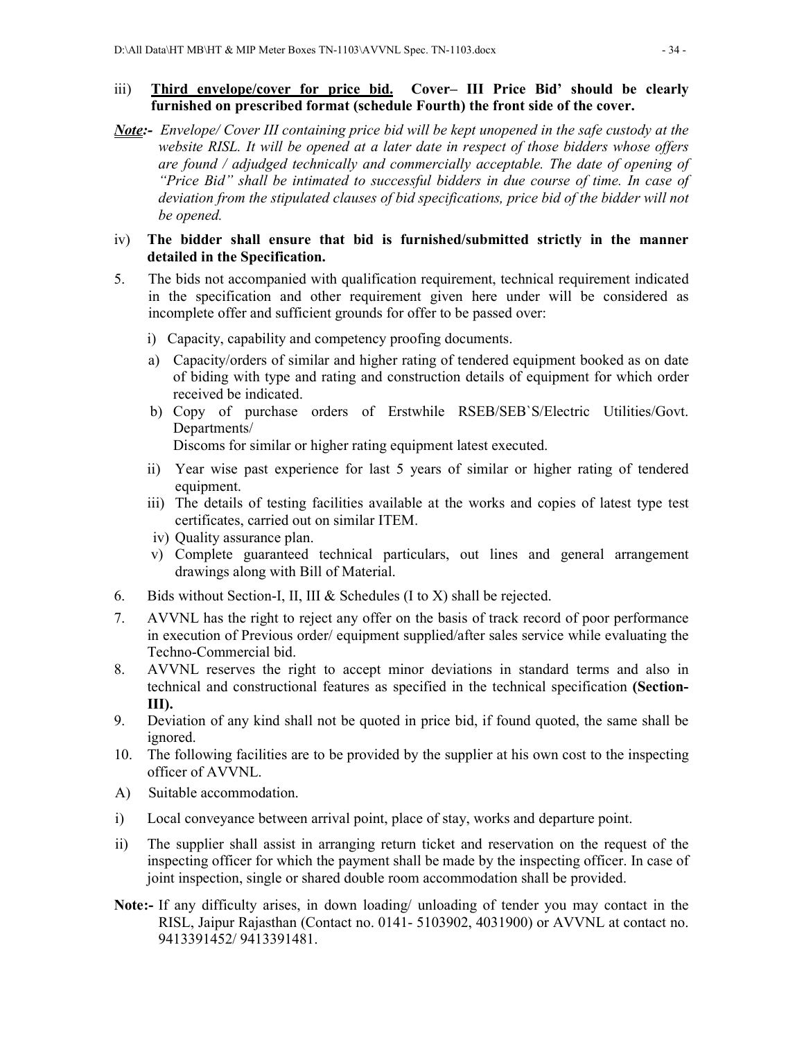iii) **<u>Third envelope/cover for price bid.</u> Cover– III Price Bid' should be clearly furnished on prescribed format (schedule Fourth) the front side of the cover.**

***<u>Note</u>:-*** *Envelope/ Cover III containing price bid will be kept unopened in the safe custody at the website RISL. It will be opened at a later date in respect of those bidders whose offers are found / adjudged technically and commercially acceptable. The date of opening of "Price Bid" shall be intimated to successful bidders in due course of time. In case of deviation from the stipulated clauses of bid specifications, price bid of the bidder will not be opened.*

iv) **The bidder shall ensure that bid is furnished/submitted strictly in the manner detailed in the Specification.**

5. The bids not accompanied with qualification requirement, technical requirement indicated in the specification and other requirement given here under will be considered as incomplete offer and sufficient grounds for offer to be passed over:

   i) Capacity, capability and competency proofing documents.

   a) Capacity/orders of similar and higher rating of tendered equipment booked as on date of biding with type and rating and construction details of equipment for which order received be indicated.

   b) Copy of purchase orders of Erstwhile RSEB/SEB`S/Electric Utilities/Govt. Departments/
   Discoms for similar or higher rating equipment latest executed.

   ii) Year wise past experience for last 5 years of similar or higher rating of tendered equipment.

   iii) The details of testing facilities available at the works and copies of latest type test certificates, carried out on similar ITEM.

   iv) Quality assurance plan.

   v) Complete guaranteed technical particulars, out lines and general arrangement drawings along with Bill of Material.

6. Bids without Section-I, II, III & Schedules (I to X) shall be rejected.

7. AVVNL has the right to reject any offer on the basis of track record of poor performance in execution of Previous order/ equipment supplied/after sales service while evaluating the Techno-Commercial bid.

8. AVVNL reserves the right to accept minor deviations in standard terms and also in technical and constructional features as specified in the technical specification **(Section-III).**

9. Deviation of any kind shall not be quoted in price bid, if found quoted, the same shall be ignored.

10. The following facilities are to be provided by the supplier at his own cost to the inspecting officer of AVVNL.

A) Suitable accommodation.

i) Local conveyance between arrival point, place of stay, works and departure point.

ii) The supplier shall assist in arranging return ticket and reservation on the request of the inspecting officer for which the payment shall be made by the inspecting officer. In case of joint inspection, single or shared double room accommodation shall be provided.

**Note:-** If any difficulty arises, in down loading/ unloading of tender you may contact in the RISL, Jaipur Rajasthan (Contact no. 0141- 5103902, 4031900) or AVVNL at contact no. 9413391452/ 9413391481.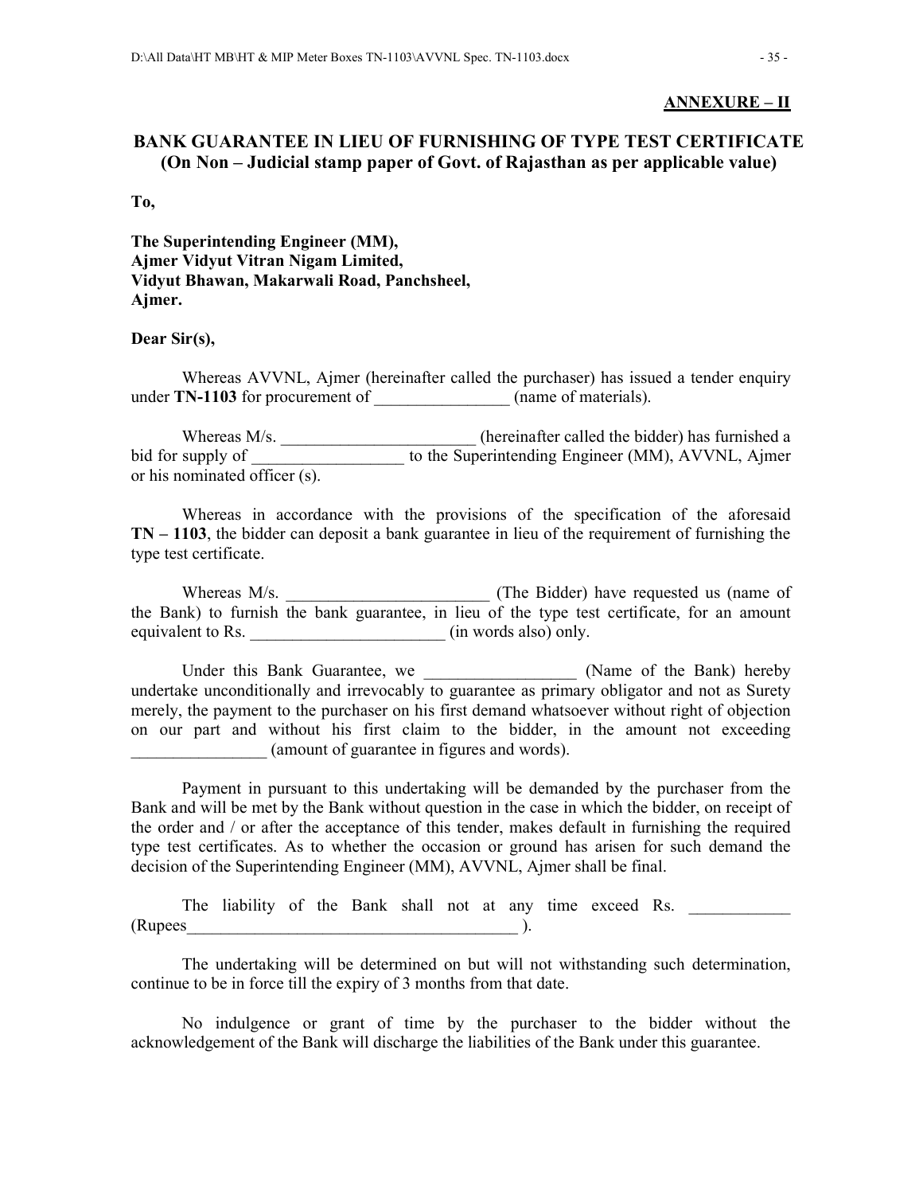**ANNEXURE – II**

## BANK GUARANTEE IN LIEU OF FURNISHING OF TYPE TEST CERTIFICATE (On Non – Judicial stamp paper of Govt. of Rajasthan as per applicable value)

**To,**

**The Superintending Engineer (MM),**
**Ajmer Vidyut Vitran Nigam Limited,**
**Vidyut Bhawan, Makarwali Road, Panchsheel,**
**Ajmer.**

**Dear Sir(s),**

Whereas AVVNL, Ajmer (hereinafter called the purchaser) has issued a tender enquiry under **TN-1103** for procurement of ________________ (name of materials).

Whereas M/s. _______________________ (hereinafter called the bidder) has furnished a bid for supply of __________________ to the Superintending Engineer (MM), AVVNL, Ajmer or his nominated officer (s).

Whereas in accordance with the provisions of the specification of the aforesaid **TN – 1103**, the bidder can deposit a bank guarantee in lieu of the requirement of furnishing the type test certificate.

Whereas M/s. ________________________ (The Bidder) have requested us (name of the Bank) to furnish the bank guarantee, in lieu of the type test certificate, for an amount equivalent to Rs. _______________________ (in words also) only.

Under this Bank Guarantee, we __________________ (Name of the Bank) hereby undertake unconditionally and irrevocably to guarantee as primary obligator and not as Surety merely, the payment to the purchaser on his first demand whatsoever without right of objection on our part and without his first claim to the bidder, in the amount not exceeding ________________ (amount of guarantee in figures and words).

Payment in pursuant to this undertaking will be demanded by the purchaser from the Bank and will be met by the Bank without question in the case in which the bidder, on receipt of the order and / or after the acceptance of this tender, makes default in furnishing the required type test certificates. As to whether the occasion or ground has arisen for such demand the decision of the Superintending Engineer (MM), AVVNL, Ajmer shall be final.

The liability of the Bank shall not at any time exceed Rs. ____________ (Rupees________________________________________ ).

The undertaking will be determined on but will not withstanding such determination, continue to be in force till the expiry of 3 months from that date.

No indulgence or grant of time by the purchaser to the bidder without the acknowledgement of the Bank will discharge the liabilities of the Bank under this guarantee.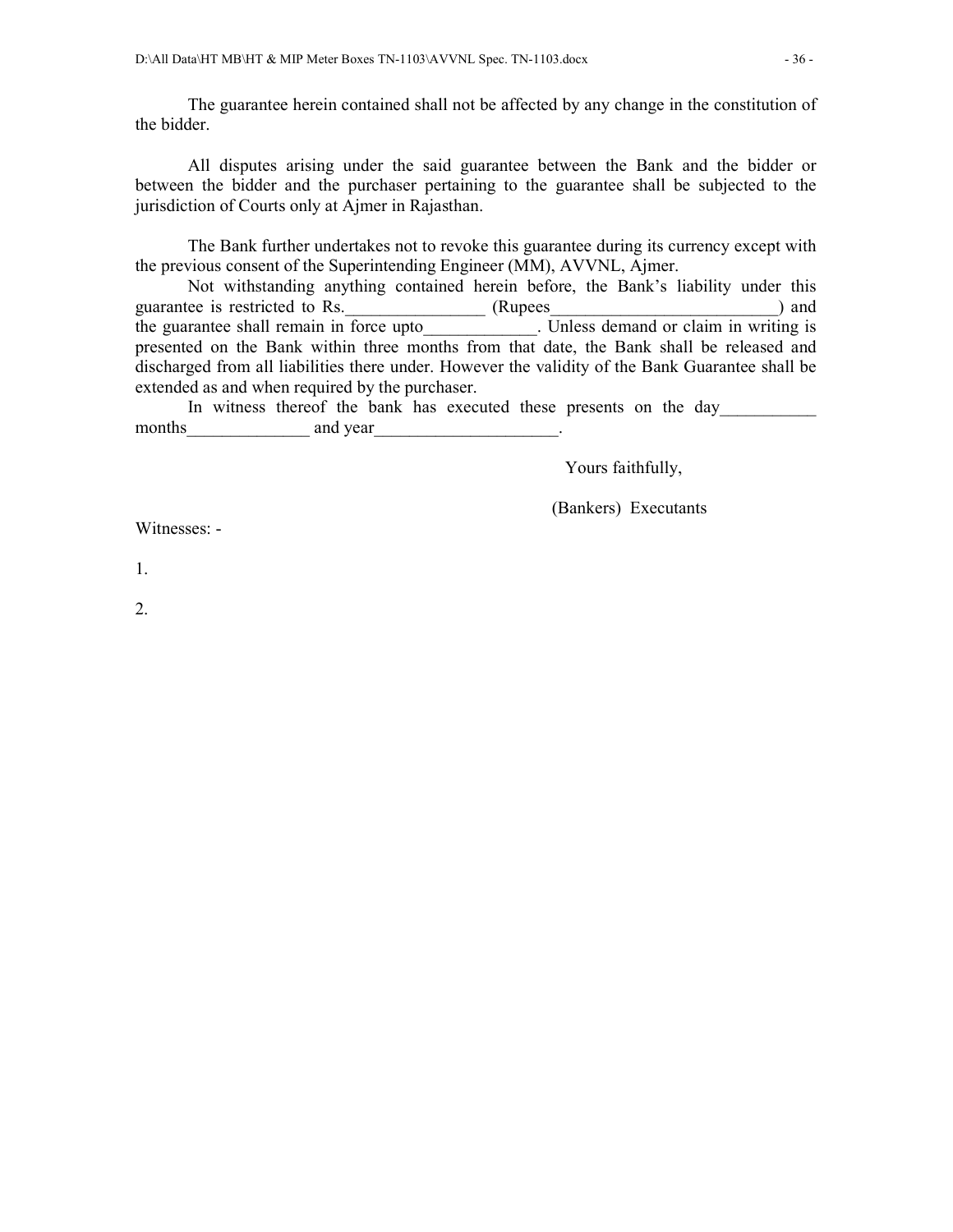The guarantee herein contained shall not be affected by any change in the constitution of the bidder.

All disputes arising under the said guarantee between the Bank and the bidder or between the bidder and the purchaser pertaining to the guarantee shall be subjected to the jurisdiction of Courts only at Ajmer in Rajasthan.

The Bank further undertakes not to revoke this guarantee during its currency except with the previous consent of the Superintending Engineer (MM), AVVNL, Ajmer.

Not withstanding anything contained herein before, the Bank's liability under this guarantee is restricted to Rs.________________ (Rupees__________________________) and the guarantee shall remain in force upto_____________. Unless demand or claim in writing is presented on the Bank within three months from that date, the Bank shall be released and discharged from all liabilities there under. However the validity of the Bank Guarantee shall be extended as and when required by the purchaser.

In witness thereof the bank has executed these presents on the day___________ months______________ and year_____________________.

Yours faithfully,

(Bankers) Executants

Witnesses: -

1.

2.